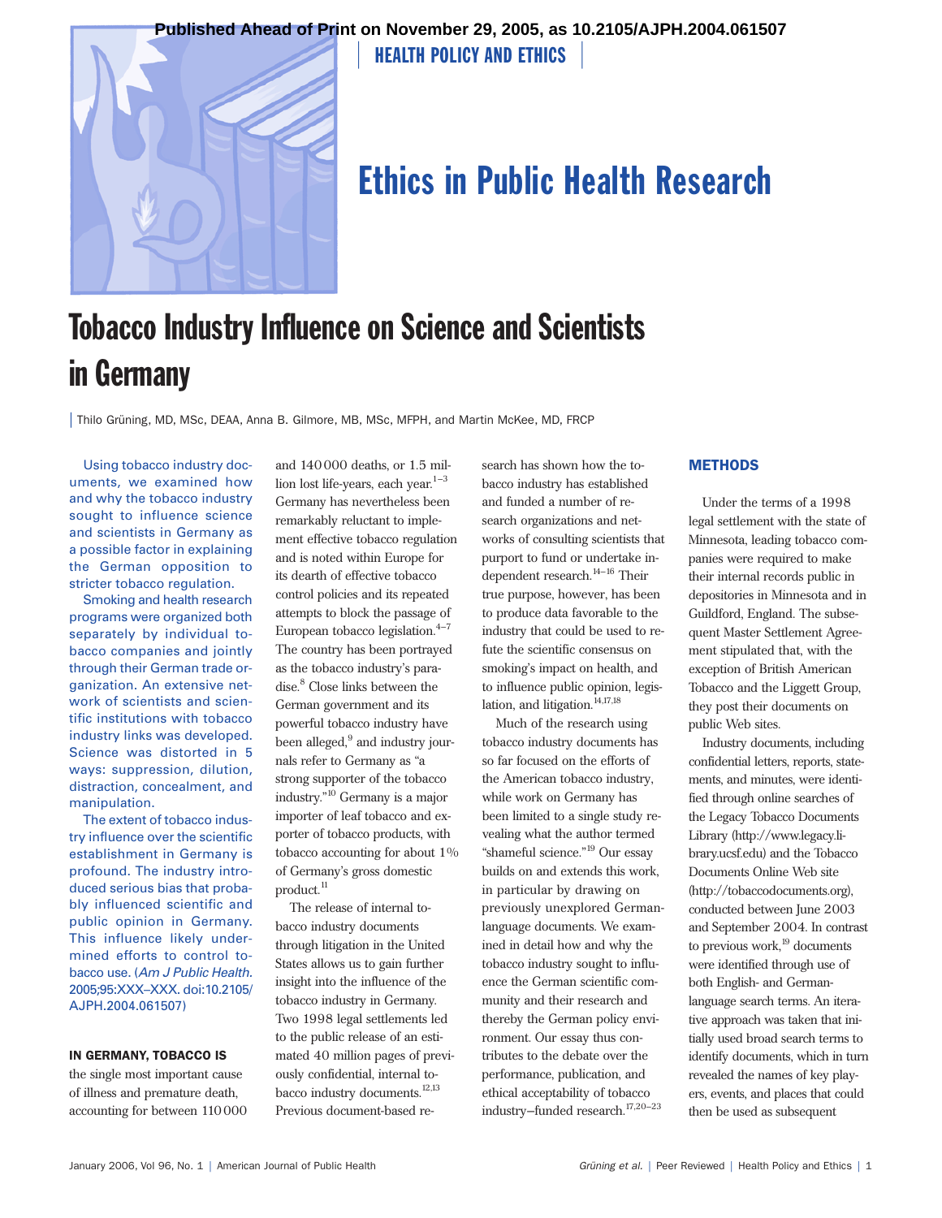Published Ahead of Print on November 29, 2005, as 10.2105/AJPH.2004.061507

HEALTH POLICY AND ETHICS

# Ethics in Public Health Research

# Tobacco Industry Influence on Science and Scientists in Germany

Thilo Grüning, MD, MSc, DEAA, Anna B. Gilmore, MB, MSc, MFPH, and Martin McKee, MD, FRCP

Using tobacco industry documents, we examined how and why the tobacco industry sought to influence science and scientists in Germany as a possible factor in explaining the German opposition to stricter tobacco regulation.

Smoking and health research programs were organized both separately by individual tobacco companies and jointly through their German trade organization. An extensive network of scientists and scientific institutions with tobacco industry links was developed. Science was distorted in 5 ways: suppression, dilution, distraction, concealment, and manipulation.

The extent of tobacco industry influence over the scientific establishment in Germany is profound. The industry introduced serious bias that probably influenced scientific and public opinion in Germany. This influence likely undermined efforts to control tobacco use. (*Am J Public Health.* 2005;95:XXX–XXX. doi:10.2105/AJPH.2004.061507)

**IN GERMANY, TOBACCO IS** the single most important cause of illness and premature death, accounting for between 110 000 and 140 000 deaths, or 1.5 million lost life-years, each year.[1–3] Germany has nevertheless been remarkably reluctant to implement effective tobacco regulation and is noted within Europe for its dearth of effective tobacco control policies and its repeated attempts to block the passage of European tobacco legislation.[4–7] The country has been portrayed as the tobacco industry's paradise.[8] Close links between the German government and its powerful tobacco industry have been alleged,[9] and industry journals refer to Germany as "a strong supporter of the tobacco industry."[10] Germany is a major importer of leaf tobacco and exporter of tobacco products, with tobacco accounting for about 1% of Germany's gross domestic product.[11]

The release of internal tobacco industry documents through litigation in the United States allows us to gain further insight into the influence of the tobacco industry in Germany. Two 1998 legal settlements led to the public release of an estimated 40 million pages of previously confidential, internal tobacco industry documents.[12,13] Previous document-based research has shown how the tobacco industry has established and funded a number of research organizations and networks of consulting scientists that purport to fund or undertake independent research.[14–16] Their true purpose, however, has been to produce data favorable to the industry that could be used to refute the scientific consensus on smoking's impact on health, and to influence public opinion, legislation, and litigation.[14,17,18]

Much of the research using tobacco industry documents has so far focused on the efforts of the American tobacco industry, while work on Germany has been limited to a single study revealing what the author termed "shameful science."[19] Our essay builds on and extends this work, in particular by drawing on previously unexplored German-language documents. We examined in detail how and why the tobacco industry sought to influence the German scientific community and their research and thereby the German policy environment. Our essay thus contributes to the debate over the performance, publication, and ethical acceptability of tobacco industry–funded research.[17,20–23]

## METHODS

Under the terms of a 1998 legal settlement with the state of Minnesota, leading tobacco companies were required to make their internal records public in depositories in Minnesota and in Guildford, England. The subsequent Master Settlement Agreement stipulated that, with the exception of British American Tobacco and the Liggett Group, they post their documents on public Web sites.

Industry documents, including confidential letters, reports, statements, and minutes, were identified through online searches of the Legacy Tobacco Documents Library (http://www.legacy.library.ucsf.edu) and the Tobacco Documents Online Web site (http://tobaccodocuments.org), conducted between June 2003 and September 2004. In contrast to previous work,[19] documents were identified through use of both English- and German-language search terms. An iterative approach was taken that initially used broad search terms to identify documents, which in turn revealed the names of key players, events, and places that could then be used as subsequent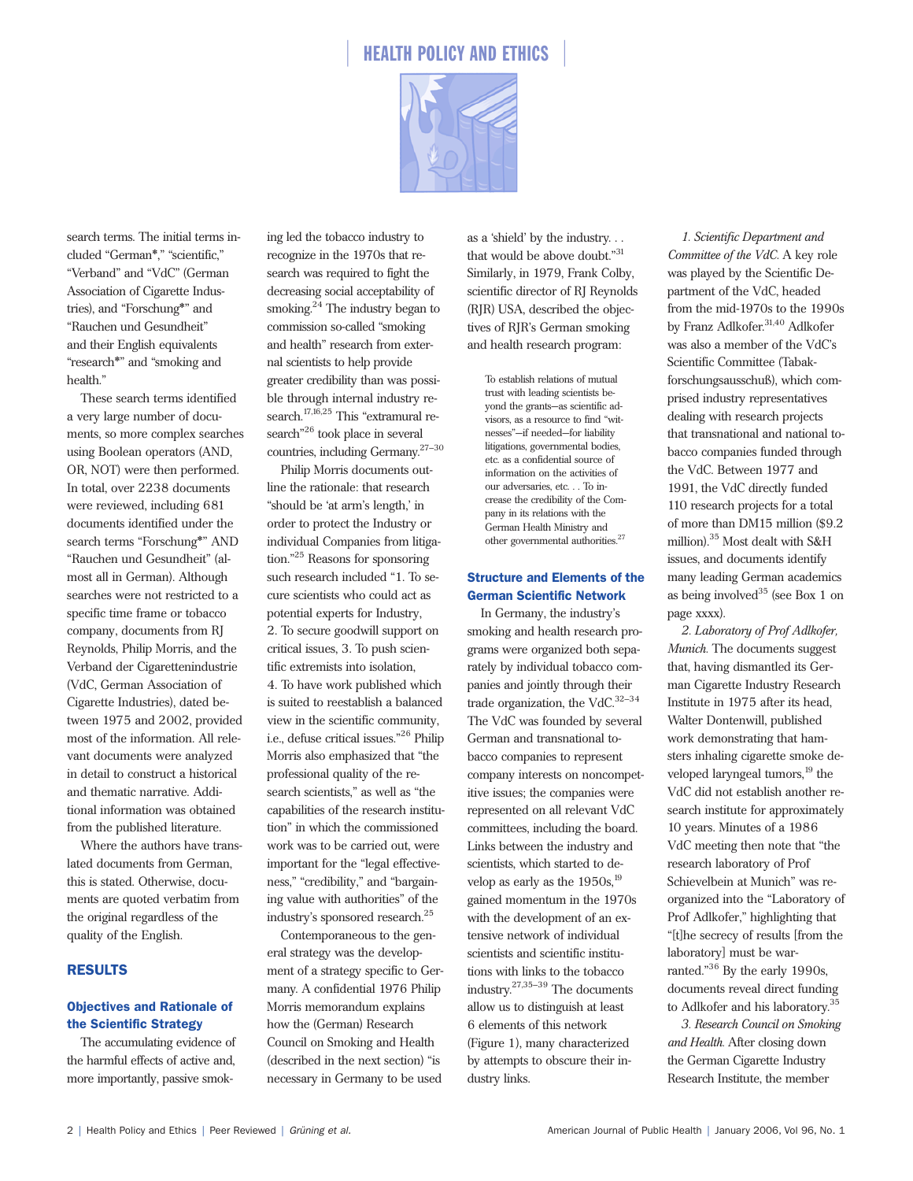search terms. The initial terms included "German*," "scientific," "Verband" and "VdC" (German Association of Cigarette Industries), and "Forschung*" and "Rauchen und Gesundheit" and their English equivalents "research*" and "smoking and health."

These search terms identified a very large number of documents, so more complex searches using Boolean operators (AND, OR, NOT) were then performed. In total, over 2238 documents were reviewed, including 681 documents identified under the search terms "Forschung*" AND "Rauchen und Gesundheit" (almost all in German). Although searches were not restricted to a specific time frame or tobacco company, documents from RJ Reynolds, Philip Morris, and the Verband der Cigarettenindustrie (VdC, German Association of Cigarette Industries), dated between 1975 and 2002, provided most of the information. All relevant documents were analyzed in detail to construct a historical and thematic narrative. Additional information was obtained from the published literature.

Where the authors have translated documents from German, this is stated. Otherwise, documents are quoted verbatim from the original regardless of the quality of the English.

## RESULTS

### Objectives and Rationale of the Scientific Strategy

The accumulating evidence of the harmful effects of active and, more importantly, passive smoking led the tobacco industry to recognize in the 1970s that research was required to fight the decreasing social acceptability of smoking.[24] The industry began to commission so-called "smoking and health" research from external scientists to help provide greater credibility than was possible through internal industry research.[17,16,25] This "extramural research"[26] took place in several countries, including Germany.[27–30]

Philip Morris documents outline the rationale: that research "should be 'at arm's length,' in order to protect the Industry or individual Companies from litigation."[25] Reasons for sponsoring such research included "1. To secure scientists who could act as potential experts for Industry, 2. To secure goodwill support on critical issues, 3. To push scientific extremists into isolation, 4. To have work published which is suited to reestablish a balanced view in the scientific community, i.e., defuse critical issues."[26] Philip Morris also emphasized that "the professional quality of the research scientists," as well as "the capabilities of the research institution" in which the commissioned work was to be carried out, were important for the "legal effectiveness," "credibility," and "bargaining value with authorities" of the industry's sponsored research.[25]

Contemporaneous to the general strategy was the development of a strategy specific to Germany. A confidential 1976 Philip Morris memorandum explains how the (German) Research Council on Smoking and Health (described in the next section) "is necessary in Germany to be used as a 'shield' by the industry. . . that would be above doubt."[31] Similarly, in 1979, Frank Colby, scientific director of RJ Reynolds (RJR) USA, described the objectives of RJR's German smoking and health research program:

> To establish relations of mutual trust with leading scientists beyond the grants—as scientific advisors, as a resource to find "witnesses"—if needed—for liability litigations, governmental bodies, etc. as a confidential source of information on the activities of our adversaries, etc. . . To increase the credibility of the Company in its relations with the German Health Ministry and other governmental authorities.[27]

### Structure and Elements of the German Scientific Network

In Germany, the industry's smoking and health research programs were organized both separately by individual tobacco companies and jointly through their trade organization, the VdC.[32–34] The VdC was founded by several German and transnational tobacco companies to represent company interests on noncompetitive issues; the companies were represented on all relevant VdC committees, including the board. Links between the industry and scientists, which started to develop as early as the 1950s,[19] gained momentum in the 1970s with the development of an extensive network of individual scientists and scientific institutions with links to the tobacco industry.[27,35–39] The documents allow us to distinguish at least 6 elements of this network (Figure 1), many characterized by attempts to obscure their industry links.

*1. Scientific Department and Committee of the VdC.* A key role was played by the Scientific Department of the VdC, headed from the mid-1970s to the 1990s by Franz Adlkofer.[31,40] Adlkofer was also a member of the VdC's Scientific Committee (Tabakforschungsausschuß), which comprised industry representatives dealing with research projects that transnational and national tobacco companies funded through the VdC. Between 1977 and 1991, the VdC directly funded 110 research projects for a total of more than DM15 million ($9.2 million).[35] Most dealt with S&H issues, and documents identify many leading German academics as being involved[35] (see Box 1 on page xxxx).

*2. Laboratory of Prof Adlkofer, Munich.* The documents suggest that, having dismantled its German Cigarette Industry Research Institute in 1975 after its head, Walter Dontenwill, published work demonstrating that hamsters inhaling cigarette smoke developed laryngeal tumors,[19] the VdC did not establish another research institute for approximately 10 years. Minutes of a 1986 VdC meeting then note that "the research laboratory of Prof Schievelbein at Munich" was reorganized into the "Laboratory of Prof Adlkofer," highlighting that "[t]he secrecy of results [from the laboratory] must be warranted."[36] By the early 1990s, documents reveal direct funding to Adlkofer and his laboratory.[35]

*3. Research Council on Smoking and Health.* After closing down the German Cigarette Industry Research Institute, the member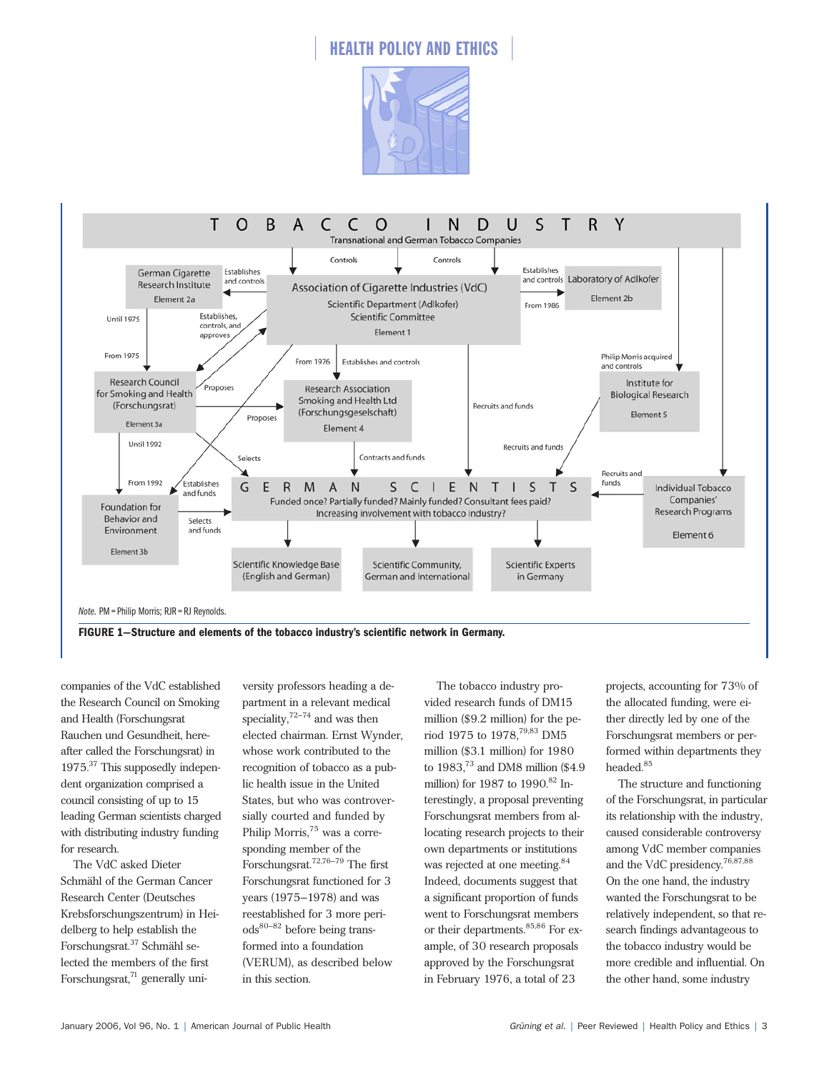Note. PM = Philip Morris; RJR = RJ Reynolds.

**FIGURE 1—Structure and elements of the tobacco industry's scientific network in Germany.**

companies of the VdC established the Research Council on Smoking and Health (Forschungsrat Rauchen und Gesundheit, hereafter called the Forschungsrat) in 1975.[37] This supposedly independent organization comprised a council consisting of up to 15 leading German scientists charged with distributing industry funding for research.

The VdC asked Dieter Schmähl of the German Cancer Research Center (Deutsches Krebsforschungszentrum) in Heidelberg to help establish the Forschungsrat.[37] Schmähl selected the members of the first Forschungsrat,[71] generally university professors heading a department in a relevant medical speciality,[72–74] and was then elected chairman. Ernst Wynder, whose work contributed to the recognition of tobacco as a public health issue in the United States, but who was controversially courted and funded by Philip Morris,[75] was a corresponding member of the Forschungsrat.[72,76–79] The first Forschungsrat functioned for 3 years (1975–1978) and was reestablished for 3 more periods[80–82] before being transformed into a foundation (VERUM), as described below in this section.

The tobacco industry provided research funds of DM15 million ($9.2 million) for the period 1975 to 1978,[79,83] DM5 million ($3.1 million) for 1980 to 1983,[73] and DM8 million ($4.9 million) for 1987 to 1990.[82] Interestingly, a proposal preventing Forschungsrat members from allocating research projects to their own departments or institutions was rejected at one meeting.[84] Indeed, documents suggest that a significant proportion of funds went to Forschungsrat members or their departments.[85,86] For example, of 30 research proposals approved by the Forschungsrat in February 1976, a total of 23 projects, accounting for 73% of the allocated funding, were either directly led by one of the Forschungsrat members or performed within departments they headed.[85]

The structure and functioning of the Forschungsrat, in particular its relationship with the industry, caused considerable controversy among VdC member companies and the VdC presidency.[76,87,88] On the one hand, the industry wanted the Forschungsrat to be relatively independent, so that research findings advantageous to the tobacco industry would be more credible and influential. On the other hand, some industry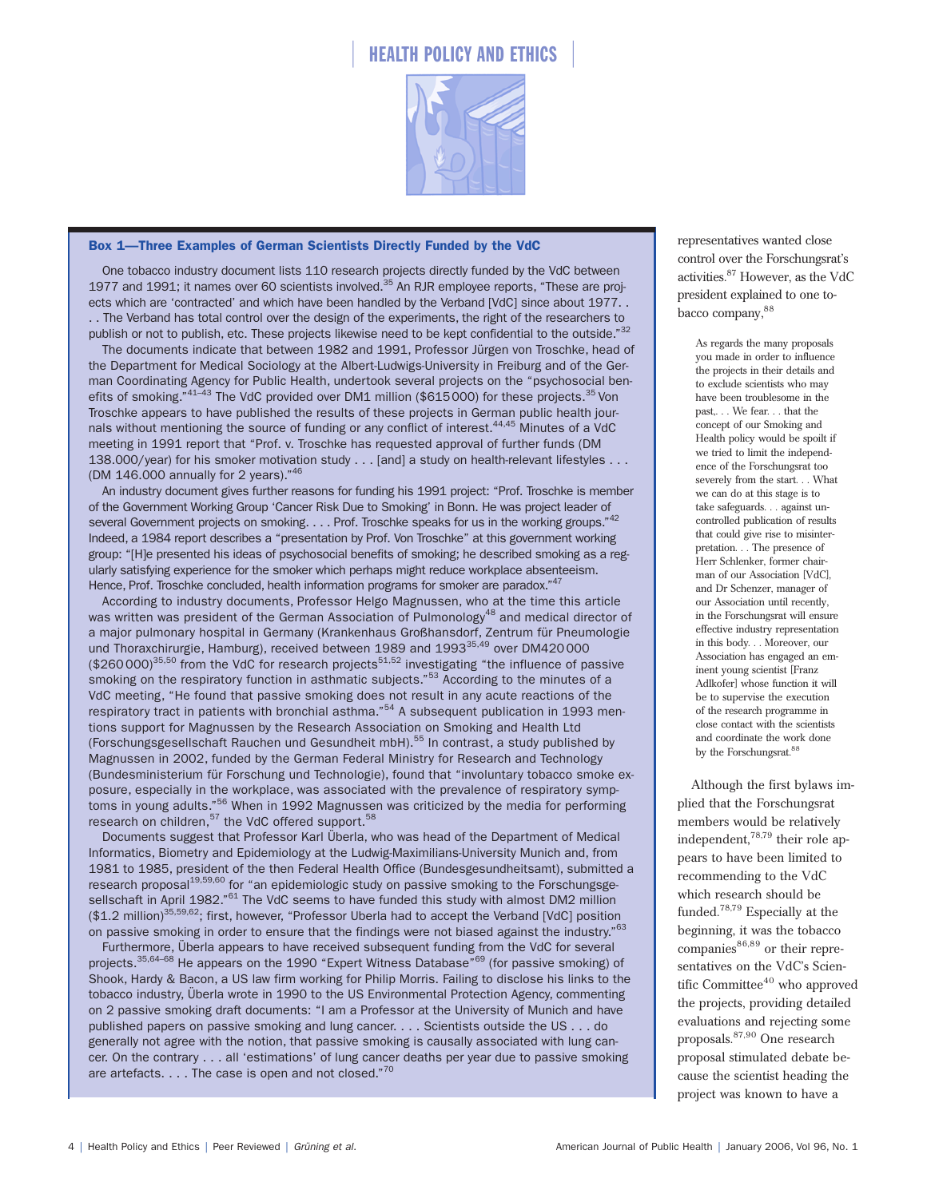### Box 1—Three Examples of German Scientists Directly Funded by the VdC

One tobacco industry document lists 110 research projects directly funded by the VdC between 1977 and 1991; it names over 60 scientists involved.[35] An RJR employee reports, "These are projects which are 'contracted' and which have been handled by the Verband [VdC] since about 1977. . . . The Verband has total control over the design of the experiments, the right of the researchers to publish or not to publish, etc. These projects likewise need to be kept confidential to the outside."[32]

The documents indicate that between 1982 and 1991, Professor Jürgen von Troschke, head of the Department for Medical Sociology at the Albert-Ludwigs-University in Freiburg and of the German Coordinating Agency for Public Health, undertook several projects on the "psychosocial benefits of smoking."[41–43] The VdC provided over DM1 million ($615 000) for these projects.[35] Von Troschke appears to have published the results of these projects in German public health journals without mentioning the source of funding or any conflict of interest.[44,45] Minutes of a VdC meeting in 1991 report that "Prof. v. Troschke has requested approval of further funds (DM 138.000/year) for his smoker motivation study . . . [and] a study on health-relevant lifestyles . . . (DM 146.000 annually for 2 years)."[46]

An industry document gives further reasons for funding his 1991 project: "Prof. Troschke is member of the Government Working Group 'Cancer Risk Due to Smoking' in Bonn. He was project leader of several Government projects on smoking. . . . Prof. Troschke speaks for us in the working groups."[42] Indeed, a 1984 report describes a "presentation by Prof. Von Troschke" at this government working group: "[H]e presented his ideas of psychosocial benefits of smoking; he described smoking as a regularly satisfying experience for the smoker which perhaps might reduce workplace absenteeism. Hence, Prof. Troschke concluded, health information programs for smoker are paradox."[47]

According to industry documents, Professor Helgo Magnussen, who at the time this article was written was president of the German Association of Pulmonology[48] and medical director of a major pulmonary hospital in Germany (Krankenhaus Großhansdorf, Zentrum für Pneumologie und Thoraxchirurgie, Hamburg), received between 1989 and 1993[35,49] over DM420 000 ($260 000)[35,50] from the VdC for research projects[51,52] investigating "the influence of passive smoking on the respiratory function in asthmatic subjects."[53] According to the minutes of a VdC meeting, "He found that passive smoking does not result in any acute reactions of the respiratory tract in patients with bronchial asthma."[54] A subsequent publication in 1993 mentions support for Magnussen by the Research Association on Smoking and Health Ltd (Forschungsgesellschaft Rauchen und Gesundheit mbH).[55] In contrast, a study published by Magnussen in 2002, funded by the German Federal Ministry for Research and Technology (Bundesministerium für Forschung und Technologie), found that "involuntary tobacco smoke exposure, especially in the workplace, was associated with the prevalence of respiratory symptoms in young adults."[56] When in 1992 Magnussen was criticized by the media for performing research on children,[57] the VdC offered support.[58]

Documents suggest that Professor Karl Überla, who was head of the Department of Medical Informatics, Biometry and Epidemiology at the Ludwig-Maximilians-University Munich and, from 1981 to 1985, president of the then Federal Health Office (Bundesgesundheitsamt), submitted a research proposal[19,59,60] for "an epidemiologic study on passive smoking to the Forschungsgesellschaft in April 1982."[61] The VdC seems to have funded this study with almost DM2 million ($1.2 million)[35,59,62]; first, however, "Professor Uberla had to accept the Verband [VdC] position on passive smoking in order to ensure that the findings were not biased against the industry."[63]

Furthermore, Überla appears to have received subsequent funding from the VdC for several projects.[35,64–68] He appears on the 1990 "Expert Witness Database"[69] (for passive smoking) of Shook, Hardy & Bacon, a US law firm working for Philip Morris. Failing to disclose his links to the tobacco industry, Überla wrote in 1990 to the US Environmental Protection Agency, commenting on 2 passive smoking draft documents: "I am a Professor at the University of Munich and have published papers on passive smoking and lung cancer. . . . Scientists outside the US . . . do generally not agree with the notion, that passive smoking is causally associated with lung cancer. On the contrary . . . all 'estimations' of lung cancer deaths per year due to passive smoking are artefacts. . . . The case is open and not closed."[70]

---

representatives wanted close control over the Forschungsrat's activities.[87] However, as the VdC president explained to one tobacco company,[88]

> As regards the many proposals you made in order to influence the projects in their details and to exclude scientists who may have been troublesome in the past,. . . We fear. . . that the concept of our Smoking and Health policy would be spoilt if we tried to limit the independence of the Forschungsrat too severely from the start. . . What we can do at this stage is to take safeguards. . . against uncontrolled publication of results that could give rise to misinterpretation. . . The presence of Herr Schlenker, former chairman of our Association [VdC], and Dr Schenzer, manager of our Association until recently, in the Forschungsrat will ensure effective industry representation in this body. . . Moreover, our Association has engaged an eminent young scientist [Franz Adlkofer] whose function it will be to supervise the execution of the research programme in close contact with the scientists and coordinate the work done by the Forschungsrat.[88]

Although the first bylaws implied that the Forschungsrat members would be relatively independent,[78,79] their role appears to have been limited to recommending to the VdC which research should be funded.[78,79] Especially at the beginning, it was the tobacco companies[86,89] or their representatives on the VdC's Scientific Committee[40] who approved the projects, providing detailed evaluations and rejecting some proposals.[87,90] One research proposal stimulated debate because the scientist heading the project was known to have a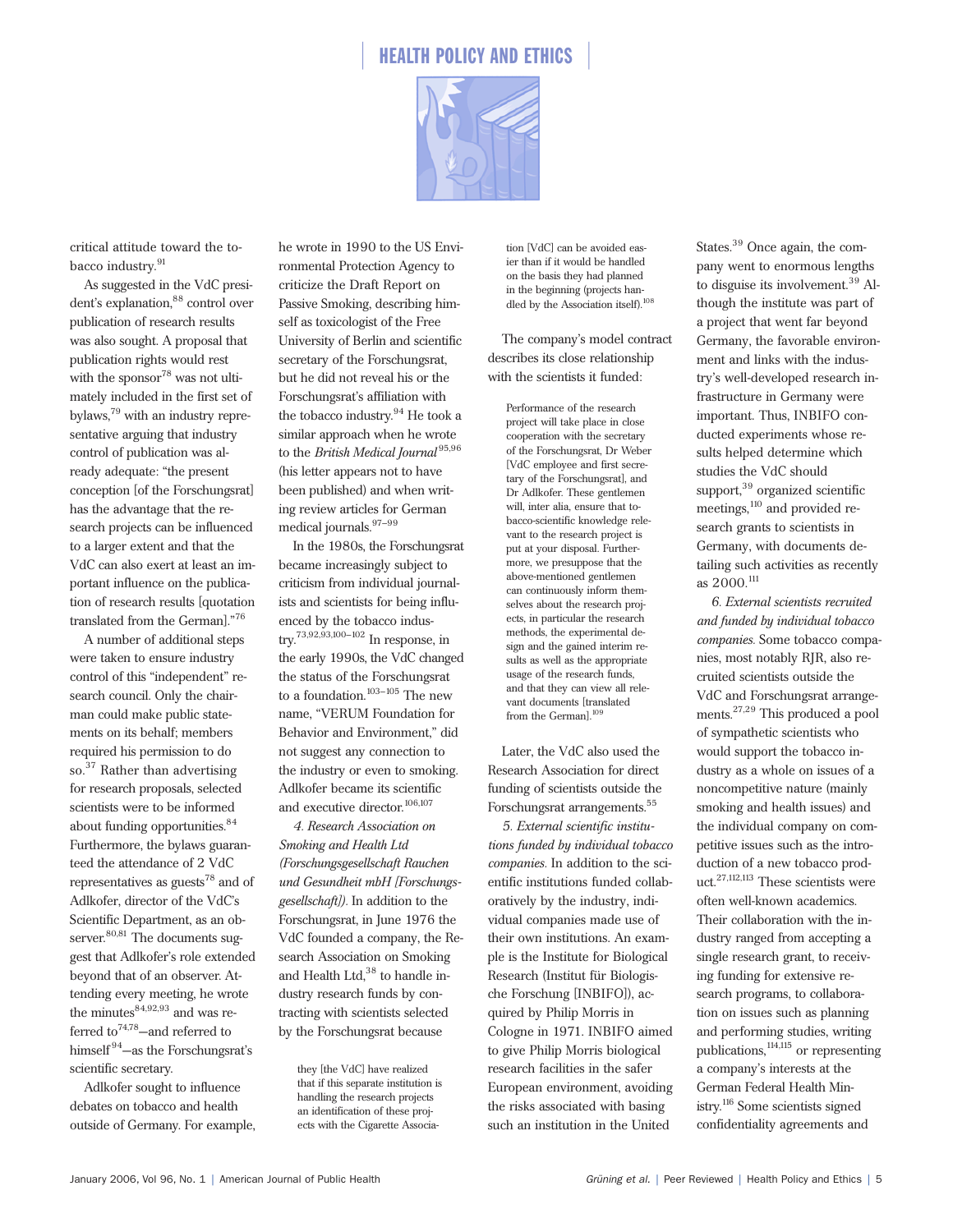critical attitude toward the tobacco industry.[91]

As suggested in the VdC president's explanation,[88] control over publication of research results was also sought. A proposal that publication rights would rest with the sponsor[78] was not ultimately included in the first set of bylaws,[79] with an industry representative arguing that industry control of publication was already adequate: "the present conception [of the Forschungsrat] has the advantage that the research projects can be influenced to a larger extent and that the VdC can also exert at least an important influence on the publication of research results [quotation translated from the German]."[76]

A number of additional steps were taken to ensure industry control of this "independent" research council. Only the chairman could make public statements on its behalf; members required his permission to do so.[37] Rather than advertising for research proposals, selected scientists were to be informed about funding opportunities.[84] Furthermore, the bylaws guaranteed the attendance of 2 VdC representatives as guests[78] and of Adlkofer, director of the VdC's Scientific Department, as an observer.[80,81] The documents suggest that Adlkofer's role extended beyond that of an observer. Attending every meeting, he wrote the minutes[84,92,93] and was referred to[74,78]—and referred to himself[94]—as the Forschungsrat's scientific secretary.

Adlkofer sought to influence debates on tobacco and health outside of Germany. For example, he wrote in 1990 to the US Environmental Protection Agency to criticize the Draft Report on Passive Smoking, describing himself as toxicologist of the Free University of Berlin and scientific secretary of the Forschungsrat, but he did not reveal his or the Forschungsrat's affiliation with the tobacco industry.[94] He took a similar approach when he wrote to the *British Medical Journal*[95,96] (his letter appears not to have been published) and when writing review articles for German medical journals.[97–99]

In the 1980s, the Forschungsrat became increasingly subject to criticism from individual journalists and scientists for being influenced by the tobacco industry.[73,92,93,100–102] In response, in the early 1990s, the VdC changed the status of the Forschungsrat to a foundation.[103–105] The new name, "VERUM Foundation for Behavior and Environment," did not suggest any connection to the industry or even to smoking. Adlkofer became its scientific and executive director.[106,107]

*4. Research Association on Smoking and Health Ltd (Forschungsgesellschaft Rauchen und Gesundheit mbH [Forschungsgesellschaft]).* In addition to the Forschungsrat, in June 1976 the VdC founded a company, the Research Association on Smoking and Health Ltd,[38] to handle industry research funds by contracting with scientists selected by the Forschungsrat because

> they [the VdC] have realized that if this separate institution is handling the research projects an identification of these projects with the Cigarette Association [VdC] can be avoided easier than if it would be handled on the basis they had planned in the beginning (projects handled by the Association itself).[108]

The company's model contract describes its close relationship with the scientists it funded:

> Performance of the research project will take place in close cooperation with the secretary of the Forschungsrat, Dr Weber [VdC employee and first secretary of the Forschungsrat], and Dr Adlkofer. These gentlemen will, inter alia, ensure that tobacco-scientific knowledge relevant to the research project is put at your disposal. Furthermore, we presuppose that the above-mentioned gentlemen can continuously inform themselves about the research projects, in particular the research methods, the experimental design and the gained interim results as well as the appropriate usage of the research funds, and that they can view all relevant documents [translated from the German].[109]

Later, the VdC also used the Research Association for direct funding of scientists outside the Forschungsrat arrangements.[55]

*5. External scientific institutions funded by individual tobacco companies.* In addition to the scientific institutions funded collaboratively by the industry, individual companies made use of their own institutions. An example is the Institute for Biological Research (Institut für Biologische Forschung [INBIFO]), acquired by Philip Morris in Cologne in 1971. INBIFO aimed to give Philip Morris biological research facilities in the safer European environment, avoiding the risks associated with basing such an institution in the United States.[39] Once again, the company went to enormous lengths to disguise its involvement.[39] Although the institute was part of a project that went far beyond Germany, the favorable environment and links with the industry's well-developed research infrastructure in Germany were important. Thus, INBIFO conducted experiments whose results helped determine which studies the VdC should support,[39] organized scientific meetings,[110] and provided research grants to scientists in Germany, with documents detailing such activities as recently as 2000.[111]

*6. External scientists recruited and funded by individual tobacco companies.* Some tobacco companies, most notably RJR, also recruited scientists outside the VdC and Forschungsrat arrangements.[27,29] This produced a pool of sympathetic scientists who would support the tobacco industry as a whole on issues of a noncompetitive nature (mainly smoking and health issues) and the individual company on competitive issues such as the introduction of a new tobacco product.[27,112,113] These scientists were often well-known academics. Their collaboration with the industry ranged from accepting a single research grant, to receiving funding for extensive research programs, to collaboration on issues such as planning and performing studies, writing publications,[114,115] or representing a company's interests at the German Federal Health Ministry.[116] Some scientists signed confidentiality agreements and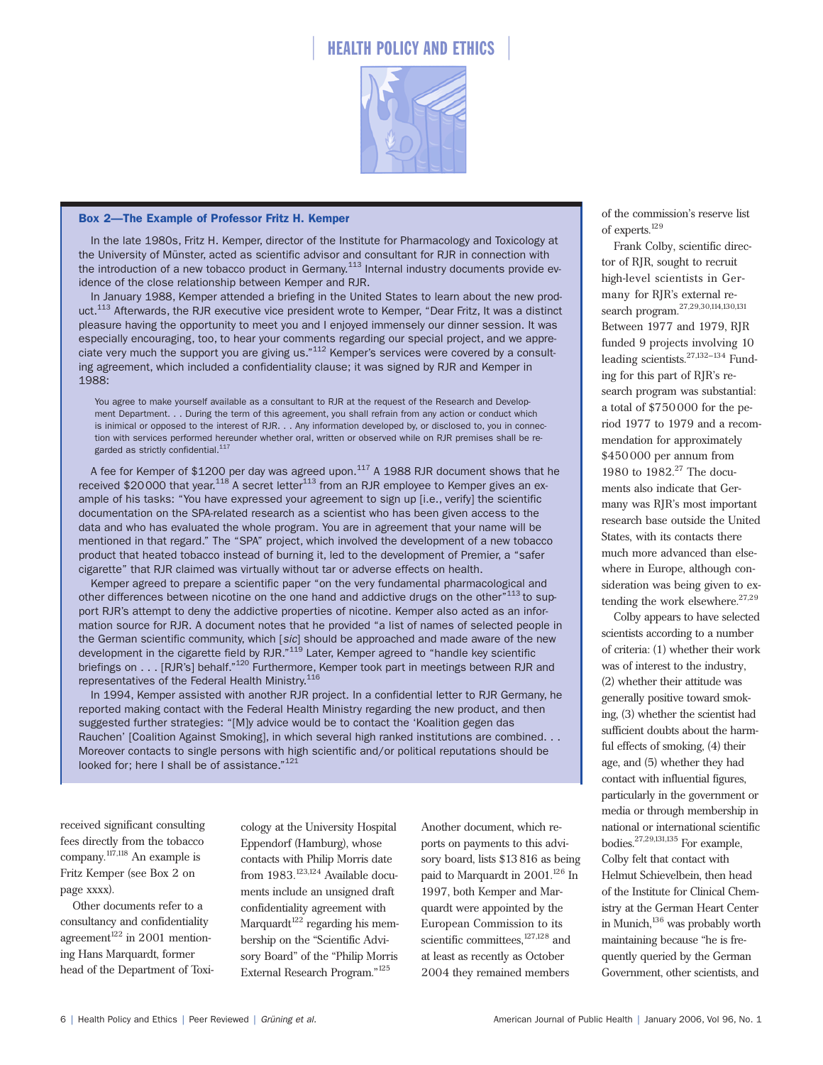### Box 2—The Example of Professor Fritz H. Kemper

In the late 1980s, Fritz H. Kemper, director of the Institute for Pharmacology and Toxicology at the University of Münster, acted as scientific advisor and consultant for RJR in connection with the introduction of a new tobacco product in Germany.[113] Internal industry documents provide evidence of the close relationship between Kemper and RJR.

In January 1988, Kemper attended a briefing in the United States to learn about the new product.[113] Afterwards, the RJR executive vice president wrote to Kemper, "Dear Fritz, It was a distinct pleasure having the opportunity to meet you and I enjoyed immensely our dinner session. It was especially encouraging, too, to hear your comments regarding our special project, and we appreciate very much the support you are giving us."[112] Kemper's services were covered by a consulting agreement, which included a confidentiality clause; it was signed by RJR and Kemper in 1988:

> You agree to make yourself available as a consultant to RJR at the request of the Research and Development Department. . . During the term of this agreement, you shall refrain from any action or conduct which is inimical or opposed to the interest of RJR. . . Any information developed by, or disclosed to, you in connection with services performed hereunder whether oral, written or observed while on RJR premises shall be regarded as strictly confidential.[117]

A fee for Kemper of $1200 per day was agreed upon.[117] A 1988 RJR document shows that he received $20 000 that year.[118] A secret letter[113] from an RJR employee to Kemper gives an example of his tasks: "You have expressed your agreement to sign up [i.e., verify] the scientific documentation on the SPA-related research as a scientist who has been given access to the data and who has evaluated the whole program. You are in agreement that your name will be mentioned in that regard." The "SPA" project, which involved the development of a new tobacco product that heated tobacco instead of burning it, led to the development of Premier, a "safer cigarette" that RJR claimed was virtually without tar or adverse effects on health.

Kemper agreed to prepare a scientific paper "on the very fundamental pharmacological and other differences between nicotine on the one hand and addictive drugs on the other"[113] to support RJR's attempt to deny the addictive properties of nicotine. Kemper also acted as an information source for RJR. A document notes that he provided "a list of names of selected people in the German scientific community, which [*sic*] should be approached and made aware of the new development in the cigarette field by RJR."[119] Later, Kemper agreed to "handle key scientific briefings on . . . [RJR's] behalf."[120] Furthermore, Kemper took part in meetings between RJR and representatives of the Federal Health Ministry.[116]

In 1994, Kemper assisted with another RJR project. In a confidential letter to RJR Germany, he reported making contact with the Federal Health Ministry regarding the new product, and then suggested further strategies: "[M]y advice would be to contact the 'Koalition gegen das Rauchen' [Coalition Against Smoking], in which several high ranked institutions are combined. . . Moreover contacts to single persons with high scientific and/or political reputations should be looked for; here I shall be of assistance."[121]

---

received significant consulting fees directly from the tobacco company.[117,118] An example is Fritz Kemper (see Box 2 on page xxxx).

Other documents refer to a consultancy and confidentiality agreement[122] in 2001 mentioning Hans Marquardt, former head of the Department of Toxicology at the University Hospital Eppendorf (Hamburg), whose contacts with Philip Morris date from 1983.[123,124] Available documents include an unsigned draft confidentiality agreement with Marquardt[122] regarding his membership on the "Scientific Advisory Board" of the "Philip Morris External Research Program."[125] Another document, which reports on payments to this advisory board, lists $13 816 as being paid to Marquardt in 2001.[126] In 1997, both Kemper and Marquardt were appointed by the European Commission to its scientific committees,[127,128] and at least as recently as October 2004 they remained members of the commission's reserve list of experts.[129]

Frank Colby, scientific director of RJR, sought to recruit high-level scientists in Germany for RJR's external research program.[27,29,30,114,130,131] Between 1977 and 1979, RJR funded 9 projects involving 10 leading scientists.[27,132–134] Funding for this part of RJR's research program was substantial: a total of $750 000 for the period 1977 to 1979 and a recommendation for approximately $450 000 per annum from 1980 to 1982.[27] The documents also indicate that Germany was RJR's most important research base outside the United States, with its contacts there much more advanced than elsewhere in Europe, although consideration was being given to extending the work elsewhere.[27,29]

Colby appears to have selected scientists according to a number of criteria: (1) whether their work was of interest to the industry, (2) whether their attitude was generally positive toward smoking, (3) whether the scientist had sufficient doubts about the harmful effects of smoking, (4) their age, and (5) whether they had contact with influential figures, particularly in the government or media or through membership in national or international scientific bodies.[27,29,131,135] For example, Colby felt that contact with Helmut Schievelbein, then head of the Institute for Clinical Chemistry at the German Heart Center in Munich,[136] was probably worth maintaining because "he is frequently queried by the German Government, other scientists, and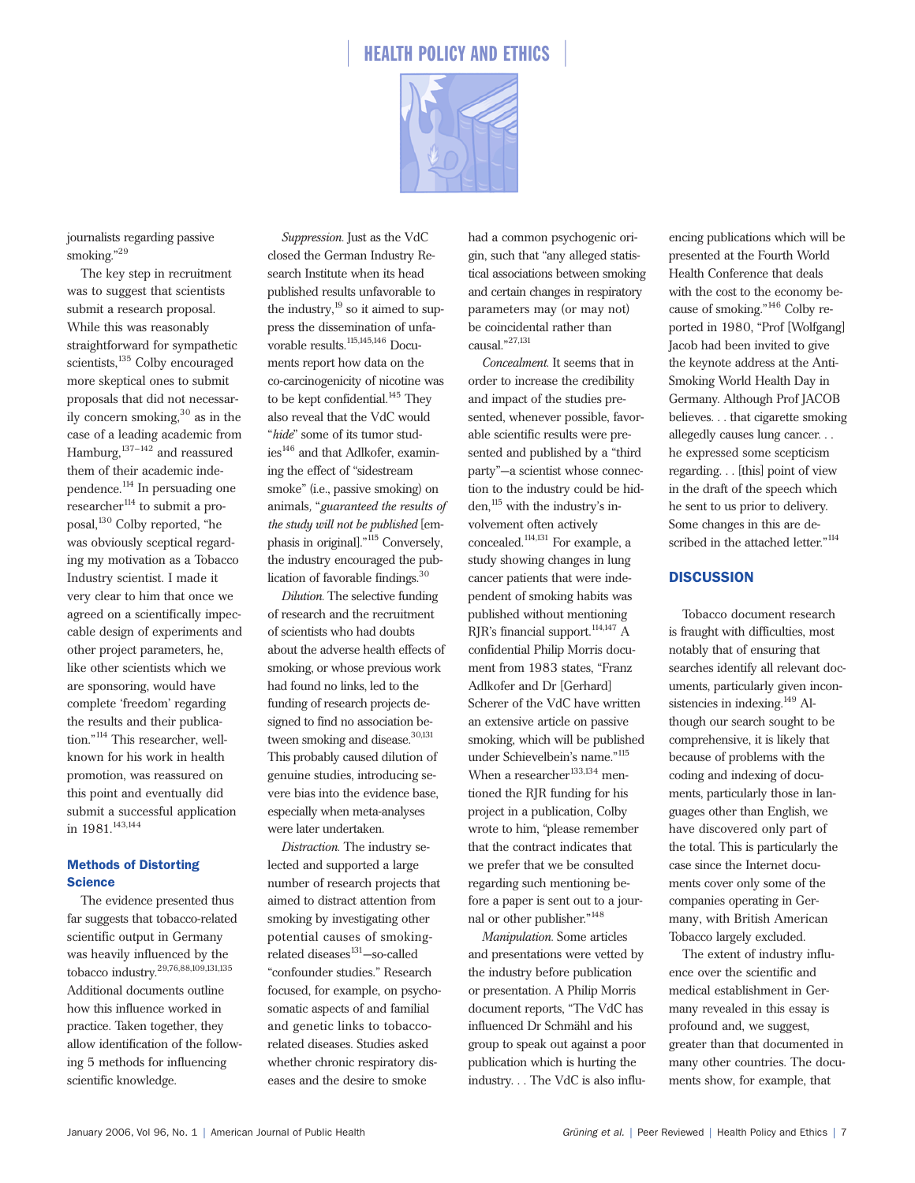journalists regarding passive smoking."[29]

The key step in recruitment was to suggest that scientists submit a research proposal. While this was reasonably straightforward for sympathetic scientists,[135] Colby encouraged more skeptical ones to submit proposals that did not necessarily concern smoking,[30] as in the case of a leading academic from Hamburg,[137–142] and reassured them of their academic independence.[114] In persuading one researcher[114] to submit a proposal,[130] Colby reported, "he was obviously sceptical regarding my motivation as a Tobacco Industry scientist. I made it very clear to him that once we agreed on a scientifically impeccable design of experiments and other project parameters, he, like other scientists which we are sponsoring, would have complete 'freedom' regarding the results and their publication."[114] This researcher, well-known for his work in health promotion, was reassured on this point and eventually did submit a successful application in 1981.[143,144]

### Methods of Distorting Science

The evidence presented thus far suggests that tobacco-related scientific output in Germany was heavily influenced by the tobacco industry.[29,76,88,109,131,135] Additional documents outline how this influence worked in practice. Taken together, they allow identification of the following 5 methods for influencing scientific knowledge.

*Suppression.* Just as the VdC closed the German Industry Research Institute when its head published results unfavorable to the industry,[19] so it aimed to suppress the dissemination of unfavorable results.[115,145,146] Documents report how data on the co-carcinogenicity of nicotine was to be kept confidential.[145] They also reveal that the VdC would "*hide*" some of its tumor studies[146] and that Adlkofer, examining the effect of "sidestream smoke" (i.e., passive smoking) on animals, "*guaranteed the results of the study will not be published* [emphasis in original]."[115] Conversely, the industry encouraged the publication of favorable findings.[30]

*Dilution.* The selective funding of research and the recruitment of scientists who had doubts about the adverse health effects of smoking, or whose previous work had found no links, led to the funding of research projects designed to find no association between smoking and disease.[30,131] This probably caused dilution of genuine studies, introducing severe bias into the evidence base, especially when meta-analyses were later undertaken.

*Distraction.* The industry selected and supported a large number of research projects that aimed to distract attention from smoking by investigating other potential causes of smoking-related diseases[131]—so-called "confounder studies." Research focused, for example, on psychosomatic aspects of and familial and genetic links to tobacco-related diseases. Studies asked whether chronic respiratory diseases and the desire to smoke had a common psychogenic origin, such that "any alleged statistical associations between smoking and certain changes in respiratory parameters may (or may not) be coincidental rather than causal."[27,131]

*Concealment.* It seems that in order to increase the credibility and impact of the studies presented, whenever possible, favorable scientific results were presented and published by a "third party"—a scientist whose connection to the industry could be hidden,[115] with the industry's involvement often actively concealed.[114,131] For example, a study showing changes in lung cancer patients that were independent of smoking habits was published without mentioning RJR's financial support.[114,147] A confidential Philip Morris document from 1983 states, "Franz Adlkofer and Dr [Gerhard] Scherer of the VdC have written an extensive article on passive smoking, which will be published under Schievelbein's name."[115] When a researcher[133,134] mentioned the RJR funding for his project in a publication, Colby wrote to him, "please remember that the contract indicates that we prefer that we be consulted regarding such mentioning before a paper is sent out to a journal or other publisher."[148]

*Manipulation.* Some articles and presentations were vetted by the industry before publication or presentation. A Philip Morris document reports, "The VdC has influenced Dr Schmähl and his group to speak out against a poor publication which is hurting the industry. . . The VdC is also influencing publications which will be presented at the Fourth World Health Conference that deals with the cost to the economy because of smoking."[146] Colby reported in 1980, "Prof [Wolfgang] Jacob had been invited to give the keynote address at the Anti-Smoking World Health Day in Germany. Although Prof JACOB believes. . . that cigarette smoking allegedly causes lung cancer. . . he expressed some scepticism regarding. . . [this] point of view in the draft of the speech which he sent to us prior to delivery. Some changes in this are described in the attached letter."[114]

## DISCUSSION

Tobacco document research is fraught with difficulties, most notably that of ensuring that searches identify all relevant documents, particularly given inconsistencies in indexing.[149] Although our search sought to be comprehensive, it is likely that because of problems with the coding and indexing of documents, particularly those in languages other than English, we have discovered only part of the total. This is particularly the case since the Internet documents cover only some of the companies operating in Germany, with British American Tobacco largely excluded.

The extent of industry influence over the scientific and medical establishment in Germany revealed in this essay is profound and, we suggest, greater than that documented in many other countries. The documents show, for example, that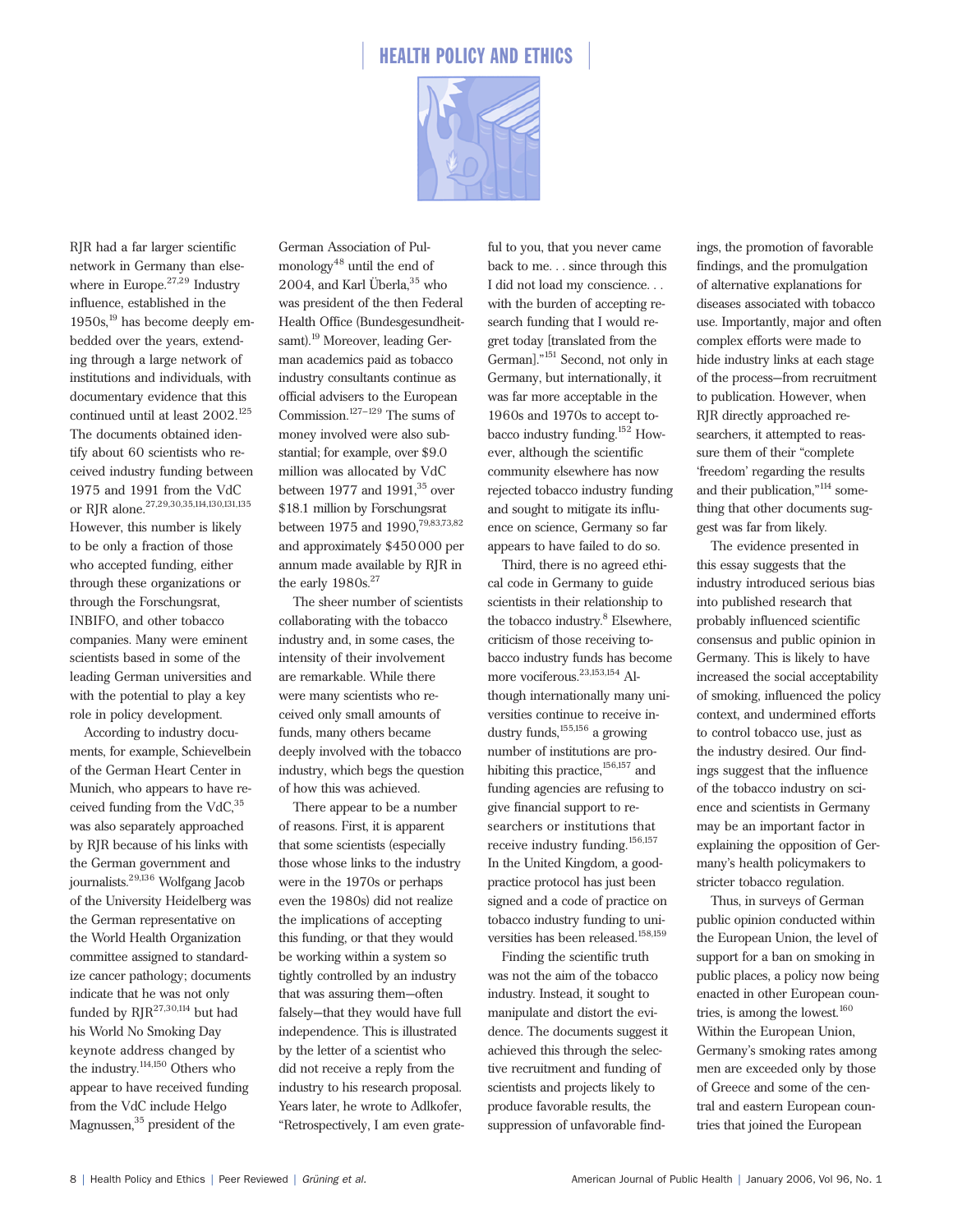RJR had a far larger scientific network in Germany than elsewhere in Europe.[27,29] Industry influence, established in the 1950s,[19] has become deeply embedded over the years, extending through a large network of institutions and individuals, with documentary evidence that this continued until at least 2002.[125] The documents obtained identify about 60 scientists who received industry funding between 1975 and 1991 from the VdC or RJR alone.[27,29,30,35,114,130,131,135] However, this number is likely to be only a fraction of those who accepted funding, either through these organizations or through the Forschungsrat, INBIFO, and other tobacco companies. Many were eminent scientists based in some of the leading German universities and with the potential to play a key role in policy development.

According to industry documents, for example, Schievelbein of the German Heart Center in Munich, who appears to have received funding from the VdC,[35] was also separately approached by RJR because of his links with the German government and journalists.[29,136] Wolfgang Jacob of the University Heidelberg was the German representative on the World Health Organization committee assigned to standardize cancer pathology; documents indicate that he was not only funded by RJR[27,30,114] but had his World No Smoking Day keynote address changed by the industry.[114,150] Others who appear to have received funding from the VdC include Helgo Magnussen,[35] president of the German Association of Pulmonology[48] until the end of 2004, and Karl Überla,[35] who was president of the then Federal Health Office (Bundesgesundheitsamt).[19] Moreover, leading German academics paid as tobacco industry consultants continue as official advisers to the European Commission.[127–129] The sums of money involved were also substantial; for example, over $9.0 million was allocated by VdC between 1977 and 1991,[35] over $18.1 million by Forschungsrat between 1975 and 1990,[79,83,73,82] and approximately $450 000 per annum made available by RJR in the early 1980s.[27]

The sheer number of scientists collaborating with the tobacco industry and, in some cases, the intensity of their involvement are remarkable. While there were many scientists who received only small amounts of funds, many others became deeply involved with the tobacco industry, which begs the question of how this was achieved.

There appear to be a number of reasons. First, it is apparent that some scientists (especially those whose links to the industry were in the 1970s or perhaps even the 1980s) did not realize the implications of accepting this funding, or that they would be working within a system so tightly controlled by an industry that was assuring them—often falsely—that they would have full independence. This is illustrated by the letter of a scientist who did not receive a reply from the industry to his research proposal. Years later, he wrote to Adlkofer, "Retrospectively, I am even grateful to you, that you never came back to me. . . since through this I did not load my conscience. . . with the burden of accepting research funding that I would regret today [translated from the German]."[151] Second, not only in Germany, but internationally, it was far more acceptable in the 1960s and 1970s to accept tobacco industry funding.[152] However, although the scientific community elsewhere has now rejected tobacco industry funding and sought to mitigate its influence on science, Germany so far appears to have failed to do so.

Third, there is no agreed ethical code in Germany to guide scientists in their relationship to the tobacco industry.[8] Elsewhere, criticism of those receiving tobacco industry funds has become more vociferous.[23,153,154] Although internationally many universities continue to receive industry funds,[155,156] a growing number of institutions are prohibiting this practice,[156,157] and funding agencies are refusing to give financial support to researchers or institutions that receive industry funding.[156,157] In the United Kingdom, a good-practice protocol has just been signed and a code of practice on tobacco industry funding to universities has been released.[158,159]

Finding the scientific truth was not the aim of the tobacco industry. Instead, it sought to manipulate and distort the evidence. The documents suggest it achieved this through the selective recruitment and funding of scientists and projects likely to produce favorable results, the suppression of unfavorable findings, the promotion of favorable findings, and the promulgation of alternative explanations for diseases associated with tobacco use. Importantly, major and often complex efforts were made to hide industry links at each stage of the process—from recruitment to publication. However, when RJR directly approached researchers, it attempted to reassure them of their "complete 'freedom' regarding the results and their publication,"[114] something that other documents suggest was far from likely.

The evidence presented in this essay suggests that the industry introduced serious bias into published research that probably influenced scientific consensus and public opinion in Germany. This is likely to have increased the social acceptability of smoking, influenced the policy context, and undermined efforts to control tobacco use, just as the industry desired. Our findings suggest that the influence of the tobacco industry on science and scientists in Germany may be an important factor in explaining the opposition of Germany's health policymakers to stricter tobacco regulation.

Thus, in surveys of German public opinion conducted within the European Union, the level of support for a ban on smoking in public places, a policy now being enacted in other European countries, is among the lowest.[160] Within the European Union, Germany's smoking rates among men are exceeded only by those of Greece and some of the central and eastern European countries that joined the European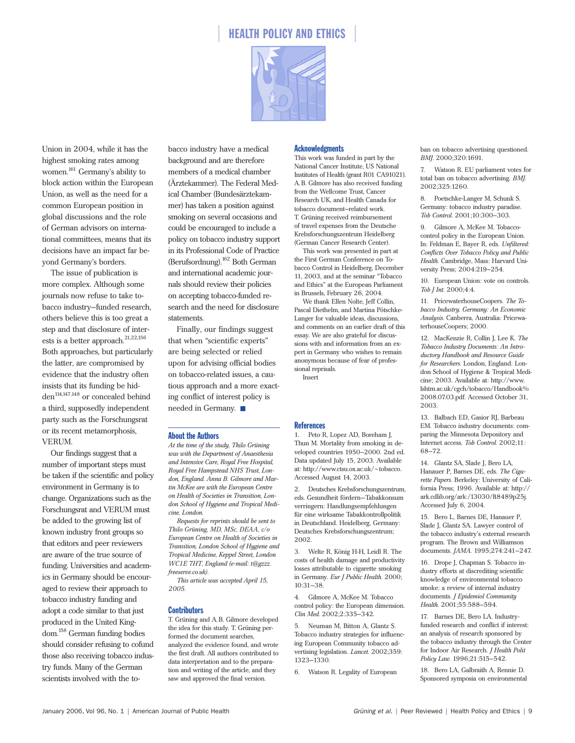Union in 2004, while it has the highest smoking rates among women.[161] Germany's ability to block action within the European Union, as well as the need for a common European position in global discussions and the role of German advisors on international committees, means that its decisions have an impact far beyond Germany's borders.

The issue of publication is more complex. Although some journals now refuse to take tobacco industry–funded research, others believe this is too great a step and that disclosure of interests is a better approach.[21,22,156] Both approaches, but particularly the latter, are compromised by evidence that the industry often insists that its funding be hidden[114,147,148] or concealed behind a third, supposedly independent party such as the Forschungsrat or its recent metamorphosis, VERUM.

Our findings suggest that a number of important steps must be taken if the scientific and policy environment in Germany is to change. Organizations such as the Forschungsrat and VERUM must be added to the growing list of known industry front groups so that editors and peer reviewers are aware of the true source of funding. Universities and academics in Germany should be encouraged to review their approach to tobacco industry funding and adopt a code similar to that just produced in the United Kingdom.[158] German funding bodies should consider refusing to cofund those also receiving tobacco industry funds. Many of the German scientists involved with the tobacco industry have a medical background and are therefore members of a medical chamber (Ärztekammer). The Federal Medical Chamber (Bundesärztekammer) has taken a position against smoking on several occasions and could be encouraged to include a policy on tobacco industry support in its Professional Code of Practice (Berufsordnung).[162] Both German and international academic journals should review their policies on accepting tobacco-funded research and the need for disclosure statements.

Finally, our findings suggest that when "scientific experts" are being selected or relied upon for advising official bodies on tobacco-related issues, a cautious approach and a more exacting conflict of interest policy is needed in Germany. ■

## About the Authors

*At the time of the study, Thilo Grüning was with the Department of Anaesthesia and Intensive Care, Royal Free Hospital, Royal Free Hampstead NHS Trust, London, England. Anna B. Gilmore and Martin McKee are with the European Centre on Health of Societies in Transition, London School of Hygiene and Tropical Medicine, London.*

*Requests for reprints should be sent to Thilo Grüning, MD, MSc, DEAA, c/o European Centre on Health of Societies in Transition, London School of Hygiene and Tropical Medicine, Keppel Street, London WC1E 7HT, England (e-mail: t@gzzz.freeserve.co.uk).*

*This article was accepted April 15, 2005.*

## Contributors

T. Grüning and A.B. Gilmore developed the idea for this study. T. Grüning performed the document searches, analyzed the evidence found, and wrote the first draft. All authors contributed to data interpretation and to the preparation and writing of the article, and they saw and approved the final version.

## Acknowledgments

This work was funded in part by the National Cancer Institute, US National Institutes of Health (grant R01 CA91021). A.B. Gilmore has also received funding from the Wellcome Trust, Cancer Research UK, and Health Canada for tobacco document–related work. T. Grüning received reimbursement of travel expenses from the Deutsche Krebsforschungszentrum Heidelberg (German Cancer Research Center).

This work was presented in part at the First German Conference on Tobacco Control in Heidelberg, December 11, 2003, and at the seminar "Tobacco and Ethics" at the European Parliament in Brussels, February 26, 2004.

We thank Ellen Nolte, Jeff Collin, Pascal Diethelm, and Martina Pötschke-Langer for valuable ideas, discussions, and comments on an earlier draft of this essay. We are also grateful for discussions with and information from an expert in Germany who wishes to remain anonymous because of fear of professional reprisals.

Insert

## References

1. Peto R, Lopez AD, Boreham J, Thun M. Mortality from smoking in developed countries 1950–2000. 2nd ed. Data updated July 15, 2003. Available at: http://www.ctsu.ox.ac.uk/~tobacco. Accessed August 14, 2003.

2. Deutsches Krebsforschungszentrum, eds. Gesundheit fördern—Tabakkonsum verringern: Handlungsempfehlungen für eine wirksame Tabakkontrollpolitik in Deutschland. Heidelberg, Germany: Deutsches Krebsforschungszentrum; 2002.

3. Welte R, König H-H, Leidl R. The costs of health damage and productivity losses attributable to cigarette smoking in Germany. *Eur J Public Health.* 2000; 10:31–38.

4. Gilmore A, McKee M. Tobacco control policy: the European dimension. *Clin Med.* 2002;2:335–342.

5. Neuman M, Bitton A, Glantz S. Tobacco industry strategies for influencing European Community tobacco advertising legislation. *Lancet.* 2002;359: 1323–1330.

6. Watson R. Legality of European ban on tobacco advertising questioned. *BMJ.* 2000;320:1691.

7. Watson R. EU parliament votes for total ban on tobacco advertising. *BMJ.* 2002;325:1260.

8. Poetschke-Langer M, Schunk S. Germany: tobacco industry paradise. *Tob Control.* 2001;10:300–303.

9. Gilmore A, McKee M. Tobacco-control policy in the European Union. In: Feldman E, Bayer R, eds. *Unfiltered: Conflicts Over Tobacco Policy and Public Health.* Cambridge, Mass: Harvard University Press; 2004:219–254.

10. European Union: vote on controls. *Tob J Int.* 2000;4:4.

11. PricewaterhouseCoopers. *The Tobacco Industry. Germany: An Economic Analysis.* Canberra, Australia: PricewaterhouseCoopers; 2000.

12. MacKenzie R, Collin J, Lee K. *The Tobacco Industry Documents: An Introductory Handbook and Resource Guide for Researchers.* London, England: London School of Hygiene & Tropical Medicine; 2003. Available at: http://www.lshtm.ac.uk/cgch/tobacco/Handbook%2008.07.03.pdf. Accessed October 31, 2003.

13. Balbach ED, Gasior RJ, Barbeau EM. Tobacco industry documents: comparing the Minnesota Depository and Internet access. *Tob Control.* 2002;11: 68–72.

14. Glantz SA, Slade J, Bero LA, Hanauer P, Barnes DE, eds. *The Cigarette Papers.* Berkeley: University of California Press; 1996. Available at: http://ark.cdlib.org/ark:/13030/ft8489p25j. Accessed July 6, 2004.

15. Bero L, Barnes DE, Hanauer P, Slade J, Glantz SA. Lawyer control of the tobacco industry's external research program. The Brown and Williamson documents. *JAMA.* 1995;274:241–247.

16. Drope J, Chapman S. Tobacco industry efforts at discrediting scientific knowledge of environmental tobacco smoke: a review of internal industry documents. *J Epidemiol Community Health.* 2001;55:588–594.

17. Barnes DE, Bero LA. Industry-funded research and conflict of interest: an analysis of research sponsored by the tobacco industry through the Center for Indoor Air Research. *J Health Polit Policy Law.* 1996;21:515–542.

18. Bero LA, Galbraith A, Rennie D. Sponsored symposia on environmental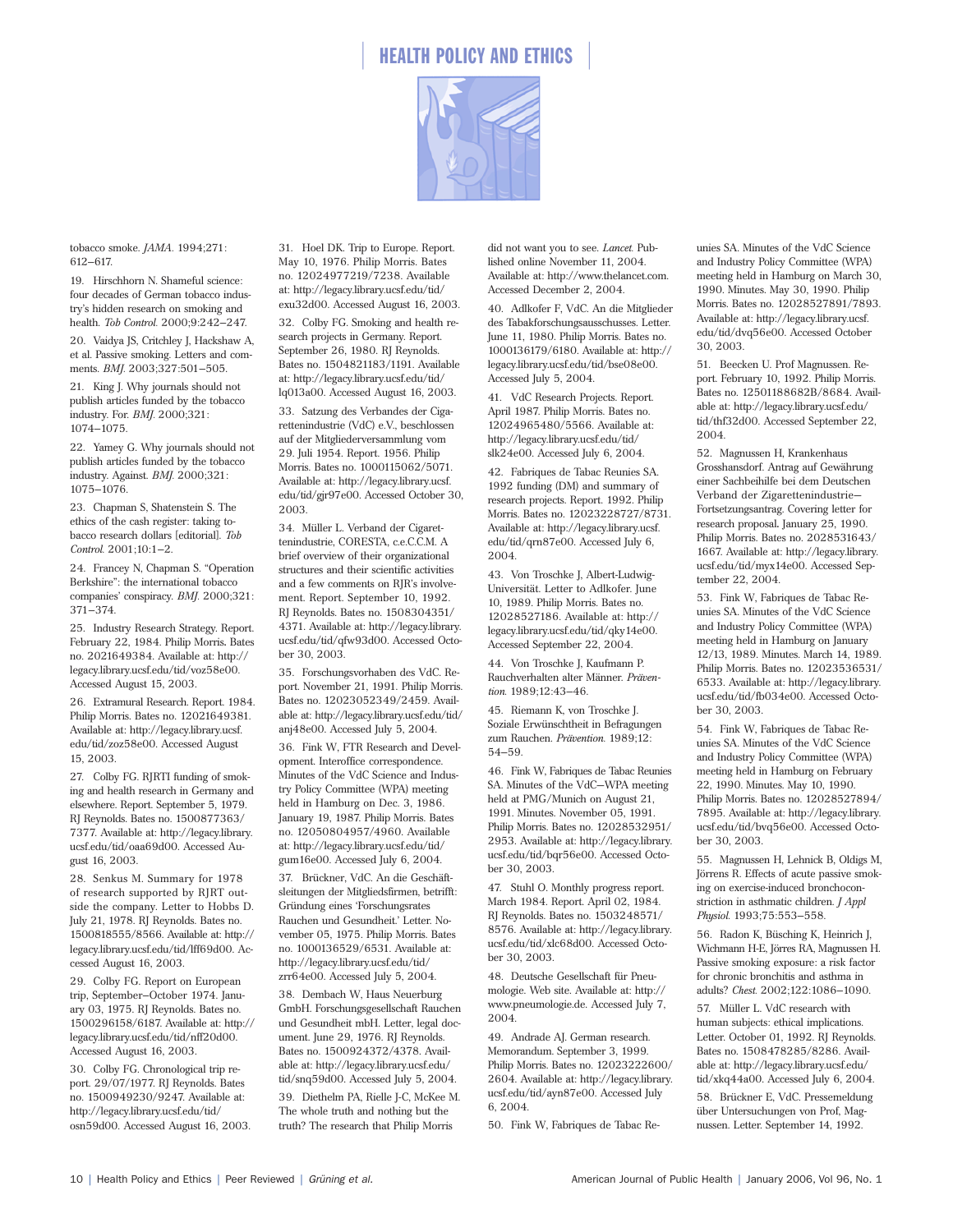tobacco smoke. *JAMA.* 1994;271: 612–617.

19. Hirschhorn N. Shameful science: four decades of German tobacco industry's hidden research on smoking and health. *Tob Control.* 2000;9:242–247.

20. Vaidya JS, Critchley J, Hackshaw A, et al. Passive smoking. Letters and comments. *BMJ.* 2003;327:501–505.

21. King J. Why journals should not publish articles funded by the tobacco industry. For. *BMJ.* 2000;321: 1074–1075.

22. Yamey G. Why journals should not publish articles funded by the tobacco industry. Against. *BMJ.* 2000;321: 1075–1076.

23. Chapman S, Shatenstein S. The ethics of the cash register: taking tobacco research dollars [editorial]. *Tob Control.* 2001;10:1–2.

24. Francey N, Chapman S. "Operation Berkshire": the international tobacco companies' conspiracy. *BMJ.* 2000;321: 371–374.

25. Industry Research Strategy. Report. February 22, 1984. Philip Morris. Bates no. 2021649384. Available at: http://legacy.library.ucsf.edu/tid/voz58e00. Accessed August 15, 2003.

26. Extramural Research. Report. 1984. Philip Morris. Bates no. 12021649381. Available at: http://legacy.library.ucsf.edu/tid/zoz58e00. Accessed August 15, 2003.

27. Colby FG. RJRTI funding of smoking and health research in Germany and elsewhere. Report. September 5, 1979. RJ Reynolds. Bates no. 1500877363/7377. Available at: http://legacy.library.ucsf.edu/tid/oaa69d00. Accessed August 16, 2003.

28. Senkus M. Summary for 1978 of research supported by RJRT outside the company. Letter to Hobbs D. July 21, 1978. RJ Reynolds. Bates no. 1500818555/8566. Available at: http://legacy.library.ucsf.edu/tid/lff69d00. Accessed August 16, 2003.

29. Colby FG. Report on European trip, September–October 1974. January 03, 1975. RJ Reynolds. Bates no. 1500296158/6187. Available at: http://legacy.library.ucsf.edu/tid/nff20d00. Accessed August 16, 2003.

30. Colby FG. Chronological trip report. 29/07/1977. RJ Reynolds. Bates no. 1500949230/9247. Available at: http://legacy.library.ucsf.edu/tid/osn59d00. Accessed August 16, 2003.

31. Hoel DK. Trip to Europe. Report. May 10, 1976. Philip Morris. Bates no. 12024977219/7238. Available at: http://legacy.library.ucsf.edu/tid/exu32d00. Accessed August 16, 2003.

32. Colby FG. Smoking and health research projects in Germany. Report. September 26, 1980. RJ Reynolds. Bates no. 1504821183/1191. Available at: http://legacy.library.ucsf.edu/tid/lq013a00. Accessed August 16, 2003.

33. Satzung des Verbandes der Cigarettenindustrie (VdC) e.V., beschlossen auf der Mitgliederversammlung vom 29. Juli 1954. Report. 1956. Philip Morris. Bates no. 1000115062/5071. Available at: http://legacy.library.ucsf.edu/tid/gjr97e00. Accessed October 30, 2003.

34. Müller L. Verband der Cigarettenindustrie, CORESTA, c.e.C.C.M. A brief overview of their organizational structures and their scientific activities and a few comments on RJR's involvement. Report. September 10, 1992. RJ Reynolds. Bates no. 1508304351/4371. Available at: http://legacy.library.ucsf.edu/tid/qfw93d00. Accessed October 30, 2003.

35. Forschungsvorhaben des VdC. Report. November 21, 1991. Philip Morris. Bates no. 12023052349/2459. Available at: http://legacy.library.ucsf.edu/tid/anj48e00. Accessed July 5, 2004.

36. Fink W, FTR Research and Development. Interoffice correspondence. Minutes of the VdC Science and Industry Policy Committee (WPA) meeting held in Hamburg on Dec. 3, 1986. January 19, 1987. Philip Morris. Bates no. 12050804957/4960. Available at: http://legacy.library.ucsf.edu/tid/gum16e00. Accessed July 6, 2004.

37. Brückner, VdC. An die Geschäftsleitungen der Mitgliedsfirmen, betrifft: Gründung eines 'Forschungsrates Rauchen und Gesundheit.' Letter. November 05, 1975. Philip Morris. Bates no. 1000136529/6531. Available at: http://legacy.library.ucsf.edu/tid/zrr64e00. Accessed July 5, 2004.

38. Dembach W, Haus Neuerburg GmbH. Forschungsgesellschaft Rauchen und Gesundheit mbH. Letter, legal document. June 29, 1976. RJ Reynolds. Bates no. 1500924372/4378. Available at: http://legacy.library.ucsf.edu/tid/snq59d00. Accessed July 5, 2004.

39. Diethelm PA, Rielle J-C, McKee M. The whole truth and nothing but the truth? The research that Philip Morris did not want you to see. *Lancet.* Published online November 11, 2004. Available at: http://www.thelancet.com. Accessed December 2, 2004.

40. Adlkofer F, VdC. An die Mitglieder des Tabakforschungsausschusses. Letter. June 11, 1980. Philip Morris. Bates no. 1000136179/6180. Available at: http://legacy.library.ucsf.edu/tid/bse08e00. Accessed July 5, 2004.

41. VdC Research Projects. Report. April 1987. Philip Morris. Bates no. 12024965480/5566. Available at: http://legacy.library.ucsf.edu/tid/slk24e00. Accessed July 6, 2004.

42. Fabriques de Tabac Reunies SA. 1992 funding (DM) and summary of research projects. Report. 1992. Philip Morris. Bates no. 12023228727/8731. Available at: http://legacy.library.ucsf.edu/tid/qrn87e00. Accessed July 6, 2004.

43. Von Troschke J, Albert-Ludwig-Universität. Letter to Adlkofer. June 10, 1989. Philip Morris. Bates no. 12028527186. Available at: http://legacy.library.ucsf.edu/tid/qky14e00. Accessed September 22, 2004.

44. Von Troschke J, Kaufmann P. Rauchverhalten alter Männer. *Prävention.* 1989;12:43–46.

45. Riemann K, von Troschke J. Soziale Erwünschtheit in Befragungen zum Rauchen. *Prävention.* 1989;12: 54–59.

46. Fink W, Fabriques de Tabac Reunies SA. Minutes of the VdC–WPA meeting held at PMG/Munich on August 21, 1991. Minutes. November 05, 1991. Philip Morris. Bates no. 12028532951/2953. Available at: http://legacy.library.ucsf.edu/tid/bqr56e00. Accessed October 30, 2003.

47. Stuhl O. Monthly progress report. March 1984. Report. April 02, 1984. RJ Reynolds. Bates no. 1503248571/8576. Available at: http://legacy.library.ucsf.edu/tid/xlc68d00. Accessed October 30, 2003.

48. Deutsche Gesellschaft für Pneumologie. Web site. Available at: http://www.pneumologie.de. Accessed July 7, 2004.

49. Andrade AJ. German research. Memorandum. September 3, 1999. Philip Morris. Bates no. 12023222600/2604. Available at: http://legacy.library.ucsf.edu/tid/ayn87e00. Accessed July 6, 2004.

50. Fink W, Fabriques de Tabac Reunies SA. Minutes of the VdC Science and Industry Policy Committee (WPA) meeting held in Hamburg on March 30, 1990. Minutes. May 30, 1990. Philip Morris. Bates no. 12028527891/7893. Available at: http://legacy.library.ucsf.edu/tid/dvq56e00. Accessed October 30, 2003.

51. Beecken U. Prof Magnussen. Report. February 10, 1992. Philip Morris. Bates no. 12501188682B/8684. Available at: http://legacy.library.ucsf.edu/tid/thf32d00. Accessed September 22, 2004.

52. Magnussen H, Krankenhaus Grosshansdorf. Antrag auf Gewährung einer Sachbeihilfe bei dem Deutschen Verband der Zigarettenindustrie—Fortsetzungsantrag. Covering letter for research proposal. January 25, 1990. Philip Morris. Bates no. 2028531643/1667. Available at: http://legacy.library.ucsf.edu/tid/myx14e00. Accessed September 22, 2004.

53. Fink W, Fabriques de Tabac Reunies SA. Minutes of the VdC Science and Industry Policy Committee (WPA) meeting held in Hamburg on January 12/13, 1989. Minutes. March 14, 1989. Philip Morris. Bates no. 12023536531/6533. Available at: http://legacy.library.ucsf.edu/tid/fb034e00. Accessed October 30, 2003.

54. Fink W, Fabriques de Tabac Reunies SA. Minutes of the VdC Science and Industry Policy Committee (WPA) meeting held in Hamburg on February 22, 1990. Minutes. May 10, 1990. Philip Morris. Bates no. 12028527894/7895. Available at: http://legacy.library.ucsf.edu/tid/bvq56e00. Accessed October 30, 2003.

55. Magnussen H, Lehnick B, Oldigs M, Jörrens R. Effects of acute passive smoking on exercise-induced bronchoconstriction in asthmatic children. *J Appl Physiol.* 1993;75:553–558.

56. Radon K, Büsching K, Heinrich J, Wichmann H-E, Jörres RA, Magnussen H. Passive smoking exposure: a risk factor for chronic bronchitis and asthma in adults? *Chest.* 2002;122:1086–1090.

57. Müller L. VdC research with human subjects: ethical implications. Letter. October 01, 1992. RJ Reynolds. Bates no. 1508478285/8286. Available at: http://legacy.library.ucsf.edu/tid/xkq44a00. Accessed July 6, 2004.

58. Brückner E, VdC. Pressemeldung über Untersuchungen von Prof, Magnussen. Letter. September 14, 1992.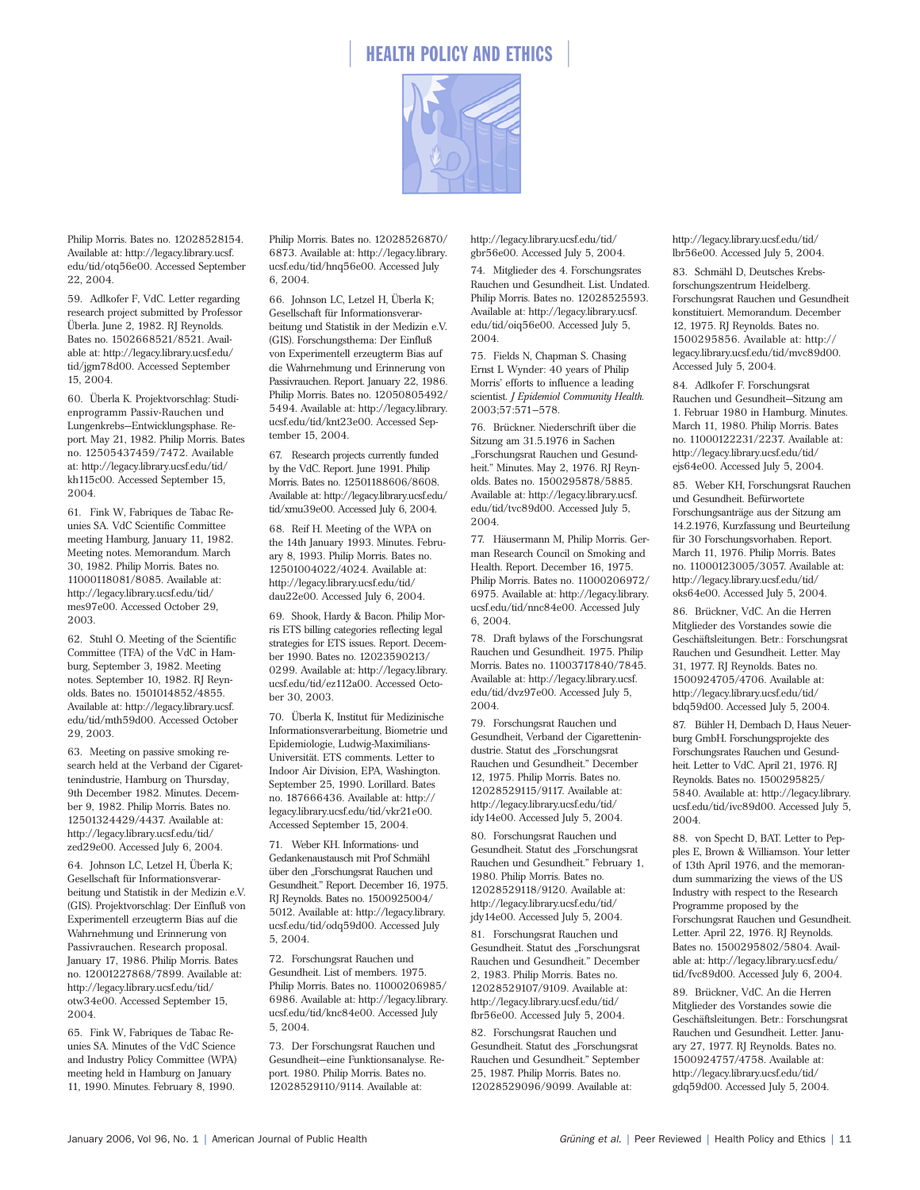Philip Morris. Bates no. 12028528154. Available at: http://legacy.library.ucsf.edu/tid/otq56e00. Accessed September 22, 2004.

59. Adlkofer F, VdC. Letter regarding research project submitted by Professor Überla. June 2, 1982. RJ Reynolds. Bates no. 1502668521/8521. Available at: http://legacy.library.ucsf.edu/tid/jgm78d00. Accessed September 15, 2004.

60. Überla K. Projektvorschlag: Studienprogramm Passiv-Rauchen und Lungenkrebs—Entwicklungsphase. Report. May 21, 1982. Philip Morris. Bates no. 12505437459/7472. Available at: http://legacy.library.ucsf.edu/tid/kh115c00. Accessed September 15, 2004.

61. Fink W, Fabriques de Tabac Reunies SA. VdC Scientific Committee meeting Hamburg, January 11, 1982. Meeting notes. Memorandum. March 30, 1982. Philip Morris. Bates no. 11000118081/8085. Available at: http://legacy.library.ucsf.edu/tid/mes97e00. Accessed October 29, 2003.

62. Stuhl O. Meeting of the Scientific Committee (TFA) of the VdC in Hamburg, September 3, 1982. Meeting notes. September 10, 1982. RJ Reynolds. Bates no. 1501014852/4855. Available at: http://legacy.library.ucsf.edu/tid/mth59d00. Accessed October 29, 2003.

63. Meeting on passive smoking research held at the Verband der Cigarettenindustrie, Hamburg on Thursday, 9th December 1982. Minutes. December 9, 1982. Philip Morris. Bates no. 12501324429/4437. Available at: http://legacy.library.ucsf.edu/tid/zed29e00. Accessed July 6, 2004.

64. Johnson LC, Letzel H, Überla K; Gesellschaft für Informationsverarbeitung und Statistik in der Medizin e.V. (GIS). Projektvorschlag: Der Einfluß von Experimentell erzeugterm Bias auf die Wahrnehmung und Erinnerung von Passivrauchen. Research proposal. January 17, 1986. Philip Morris. Bates no. 12001227868/7899. Available at: http://legacy.library.ucsf.edu/tid/otw34e00. Accessed September 15, 2004.

65. Fink W, Fabriques de Tabac Reunies SA. Minutes of the VdC Science and Industry Policy Committee (WPA) meeting held in Hamburg on January 11, 1990. Minutes. February 8, 1990. Philip Morris. Bates no. 12028526870/6873. Available at: http://legacy.library.ucsf.edu/tid/hnq56e00. Accessed July 6, 2004.

66. Johnson LC, Letzel H, Überla K; Gesellschaft für Informationsverarbeitung und Statistik in der Medizin e.V. (GIS). Forschungsthema: Der Einfluß von Experimentell erzeugterm Bias auf die Wahrnehmung und Erinnerung von Passivrauchen. Report. January 22, 1986. Philip Morris. Bates no. 12050805492/5494. Available at: http://legacy.library.ucsf.edu/tid/knt23e00. Accessed September 15, 2004.

67. Research projects currently funded by the VdC. Report. June 1991. Philip Morris. Bates no. 12501188606/8608. Available at: http://legacy.library.ucsf.edu/tid/xmu39e00. Accessed July 6, 2004.

68. Reif H. Meeting of the WPA on the 14th January 1993. Minutes. February 8, 1993. Philip Morris. Bates no. 12501004022/4024. Available at: http://legacy.library.ucsf.edu/tid/dau22e00. Accessed July 6, 2004.

69. Shook, Hardy & Bacon. Philip Morris ETS billing categories reflecting legal strategies for ETS issues. Report. December 1990. Bates no. 12023590213/0299. Available at: http://legacy.library.ucsf.edu/tid/ez112a00. Accessed October 30, 2003.

70. Überla K, Institut für Medizinische Informationsverarbeitung, Biometrie und Epidemiologie, Ludwig-Maximilians-Universität. ETS comments. Letter to Indoor Air Division, EPA, Washington. September 25, 1990. Lorillard. Bates no. 187666436. Available at: http://legacy.library.ucsf.edu/tid/vkr21e00. Accessed September 15, 2004.

71. Weber KH. Informations- und Gedankenaustausch mit Prof Schmähl über den „Forschungsrat Rauchen und Gesundheit." Report. December 16, 1975. RJ Reynolds. Bates no. 1500925004/5012. Available at: http://legacy.library.ucsf.edu/tid/odq59d00. Accessed July 5, 2004.

72. Forschungsrat Rauchen und Gesundheit. List of members. 1975. Philip Morris. Bates no. 11000206985/6986. Available at: http://legacy.library.ucsf.edu/tid/knc84e00. Accessed July 5, 2004.

73. Der Forschungsrat Rauchen und Gesundheit—eine Funktionsanalyse. Report. 1980. Philip Morris. Bates no. 12028529110/9114. Available at: http://legacy.library.ucsf.edu/tid/gbr56e00. Accessed July 5, 2004.

74. Mitglieder des 4. Forschungsrates Rauchen und Gesundheit. List. Undated. Philip Morris. Bates no. 12028525593. Available at: http://legacy.library.ucsf.edu/tid/oiq56e00. Accessed July 5, 2004.

75. Fields N, Chapman S. Chasing Ernst L Wynder: 40 years of Philip Morris' efforts to influence a leading scientist. *J Epidemiol Community Health.* 2003;57:571–578.

76. Brückner. Niederschrift über die Sitzung am 31.5.1976 in Sachen „Forschungsrat Rauchen und Gesundheit." Minutes. May 2, 1976. RJ Reynolds. Bates no. 1500295878/5885. Available at: http://legacy.library.ucsf.edu/tid/tvc89d00. Accessed July 5, 2004.

77. Häusermann M, Philip Morris. German Research Council on Smoking and Health. Report. December 16, 1975. Philip Morris. Bates no. 11000206972/6975. Available at: http://legacy.library.ucsf.edu/tid/nnc84e00. Accessed July 6, 2004.

78. Draft bylaws of the Forschungsrat Rauchen und Gesundheit. 1975. Philip Morris. Bates no. 11003717840/7845. Available at: http://legacy.library.ucsf.edu/tid/dvz97e00. Accessed July 5, 2004.

79. Forschungsrat Rauchen und Gesundheit, Verband der Cigarettenindustrie. Statut des „Forschungsrat Rauchen und Gesundheit." December 12, 1975. Philip Morris. Bates no. 12028529115/9117. Available at: http://legacy.library.ucsf.edu/tid/idy14e00. Accessed July 5, 2004.

80. Forschungsrat Rauchen und Gesundheit. Statut des „Forschungsrat Rauchen und Gesundheit." February 1, 1980. Philip Morris. Bates no. 12028529118/9120. Available at: http://legacy.library.ucsf.edu/tid/jdy14e00. Accessed July 5, 2004.

81. Forschungsrat Rauchen und Gesundheit. Statut des „Forschungsrat Rauchen und Gesundheit." December 2, 1983. Philip Morris. Bates no. 12028529107/9109. Available at: http://legacy.library.ucsf.edu/tid/fbr56e00. Accessed July 5, 2004.

82. Forschungsrat Rauchen und Gesundheit. Statut des „Forschungsrat Rauchen und Gesundheit." September 25, 1987. Philip Morris. Bates no. 12028529096/9099. Available at: http://legacy.library.ucsf.edu/tid/lbr56e00. Accessed July 5, 2004.

83. Schmähl D, Deutsches Krebsforschungszentrum Heidelberg. Forschungsrat Rauchen und Gesundheit konstituiert. Memorandum. December 12, 1975. RJ Reynolds. Bates no. 1500295856. Available at: http://legacy.library.ucsf.edu/tid/mvc89d00. Accessed July 5, 2004.

84. Adlkofer F. Forschungsrat Rauchen und Gesundheit—Sitzung am 1. Februar 1980 in Hamburg. Minutes. March 11, 1980. Philip Morris. Bates no. 11000122231/2237. Available at: http://legacy.library.ucsf.edu/tid/ejs64e00. Accessed July 5, 2004.

85. Weber KH, Forschungsrat Rauchen und Gesundheit. Befürwortete Forschungsanträge aus der Sitzung am 14.2.1976, Kurzfassung und Beurteilung für 30 Forschungsvorhaben. Report. March 11, 1976. Philip Morris. Bates no. 11000123005/3057. Available at: http://legacy.library.ucsf.edu/tid/oks64e00. Accessed July 5, 2004.

86. Brückner, VdC. An die Herren Mitglieder des Vorstandes sowie die Geschäftsleitungen. Betr.: Forschungsrat Rauchen und Gesundheit. Letter. May 31, 1977. RJ Reynolds. Bates no. 1500924705/4706. Available at: http://legacy.library.ucsf.edu/tid/bdq59d00. Accessed July 5, 2004.

87. Bühler H, Dembach D, Haus Neuerburg GmbH. Forschungsprojekte des Forschungsrates Rauchen und Gesundheit. Letter to VdC. April 21, 1976. RJ Reynolds. Bates no. 1500295825/5840. Available at: http://legacy.library.ucsf.edu/tid/ivc89d00. Accessed July 5, 2004.

88. von Specht D, BAT. Letter to Pepples E, Brown & Williamson. Your letter of 13th April 1976, and the memorandum summarizing the views of the US Industry with respect to the Research Programme proposed by the Forschungsrat Rauchen und Gesundheit. Letter. April 22, 1976. RJ Reynolds. Bates no. 1500295802/5804. Available at: http://legacy.library.ucsf.edu/tid/fvc89d00. Accessed July 6, 2004.

89. Brückner, VdC. An die Herren Mitglieder des Vorstandes sowie die Geschäftsleitungen. Betr.: Forschungsrat Rauchen und Gesundheit. Letter. January 27, 1977. RJ Reynolds. Bates no. 1500924757/4758. Available at: http://legacy.library.ucsf.edu/tid/gdq59d00. Accessed July 5, 2004.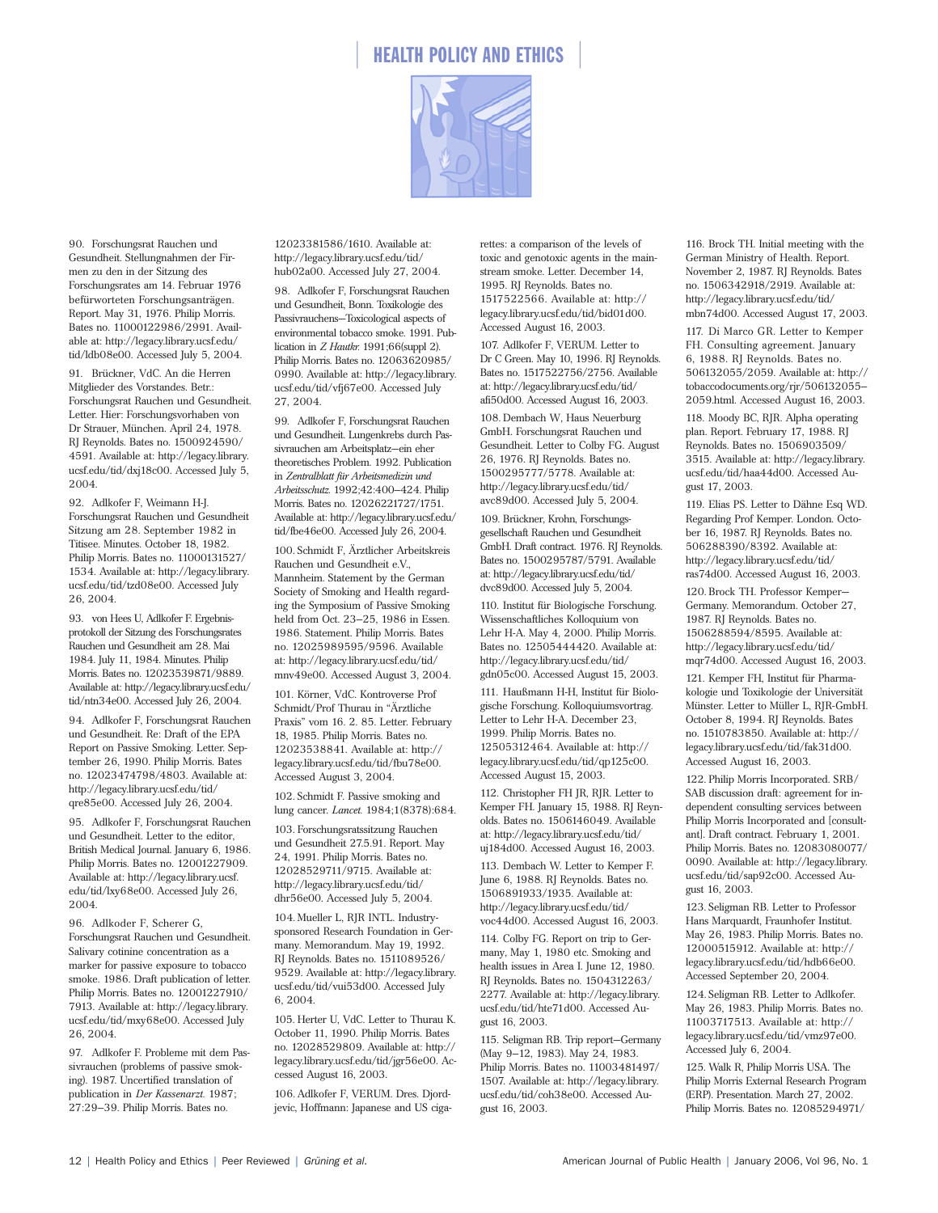90. Forschungsrat Rauchen und Gesundheit. Stellungnahmen der Firmen zu den in der Sitzung des Forschungsrates am 14. Februar 1976 befürworteten Forschungsanträgen. Report. May 31, 1976. Philip Morris. Bates no. 11000122986/2991. Available at: http://legacy.library.ucsf.edu/tid/ldb08e00. Accessed July 5, 2004.

91. Brückner, VdC. An die Herren Mitglieder des Vorstandes. Betr.: Forschungsrat Rauchen und Gesundheit. Letter. Hier: Forschungsvorhaben von Dr Strauer, München. April 24, 1978. RJ Reynolds. Bates no. 1500924590/4591. Available at: http://legacy.library.ucsf.edu/tid/dxj18c00. Accessed July 5, 2004.

92. Adlkofer F, Weimann H-J. Forschungsrat Rauchen und Gesundheit Sitzung am 28. September 1982 in Titisee. Minutes. October 18, 1982. Philip Morris. Bates no. 11000131527/1534. Available at: http://legacy.library.ucsf.edu/tid/tzd08e00. Accessed July 26, 2004.

93. von Hees U, Adlkofer F. Ergebnisprotokoll der Sitzung des Forschungsrates Rauchen und Gesundheit am 28. Mai 1984. July 11, 1984. Minutes. Philip Morris. Bates no. 12023539871/9889. Available at: http://legacy.library.ucsf.edu/tid/ntn34e00. Accessed July 26, 2004.

94. Adlkofer F, Forschungsrat Rauchen und Gesundheit. Re: Draft of the EPA Report on Passive Smoking. Letter. September 26, 1990. Philip Morris. Bates no. 12023474798/4803. Available at: http://legacy.library.ucsf.edu/tid/qre85e00. Accessed July 26, 2004.

95. Adlkofer F, Forschungsrat Rauchen und Gesundheit. Letter to the editor, British Medical Journal. January 6, 1986. Philip Morris. Bates no. 12001227909. Available at: http://legacy.library.ucsf.edu/tid/lxy68e00. Accessed July 26, 2004.

96. Adlkoder F, Scherer G, Forschungsrat Rauchen und Gesundheit. Salivary cotinine concentration as a marker for passive exposure to tobacco smoke. 1986. Draft publication of letter. Philip Morris. Bates no. 12001227910/7913. Available at: http://legacy.library.ucsf.edu/tid/mxy68e00. Accessed July 26, 2004.

97. Adlkofer F. Probleme mit dem Passivrauchen (problems of passive smoking). 1987. Uncertified translation of publication in *Der Kassenarzt*. 1987; 27:29–39. Philip Morris. Bates no. 12023381586/1610. Available at: http://legacy.library.ucsf.edu/tid/hub02a00. Accessed July 27, 2004.

98. Adlkofer F, Forschungsrat Rauchen und Gesundheit, Bonn. Toxikologie des Passivrauchens—Toxicological aspects of environmental tobacco smoke. 1991. Publication in *Z Hautkr.* 1991;66(suppl 2). Philip Morris. Bates no. 12063620985/0990. Available at: http://legacy.library.ucsf.edu/tid/vfj67e00. Accessed July 27, 2004.

99. Adlkofer F, Forschungsrat Rauchen und Gesundheit. Lungenkrebs durch Passivrauchen am Arbeitsplatz—ein eher theoretisches Problem. 1992. Publication in *Zentralblatt für Arbeitsmedizin und Arbeitsschutz*. 1992;42:400–424. Philip Morris. Bates no. 12026221727/1751. Available at: http://legacy.library.ucsf.edu/tid/fbe46e00. Accessed July 26, 2004.

100. Schmidt F, Ärztlicher Arbeitskreis Rauchen und Gesundheit e.V., Mannheim. Statement by the German Society of Smoking and Health regarding the Symposium of Passive Smoking held from Oct. 23–25, 1986 in Essen. 1986. Statement. Philip Morris. Bates no. 12025989595/9596. Available at: http://legacy.library.ucsf.edu/tid/mnv49e00. Accessed August 3, 2004.

101. Körner, VdC. Kontroverse Prof Schmidt/Prof Thurau in "Ärztliche Praxis" vom 16. 2. 85. Letter. February 18, 1985. Philip Morris. Bates no. 12023538841. Available at: http://legacy.library.ucsf.edu/tid/fbu78e00. Accessed August 3, 2004.

102. Schmidt F. Passive smoking and lung cancer. *Lancet*. 1984;1(8378):684.

103. Forschungsratssitzung Rauchen und Gesundheit 27.5.91. Report. May 24, 1991. Philip Morris. Bates no. 12028529711/9715. Available at: http://legacy.library.ucsf.edu/tid/dhr56e00. Accessed July 5, 2004.

104. Mueller L, RJR INTL. Industry-sponsored Research Foundation in Germany. Memorandum. May 19, 1992. RJ Reynolds. Bates no. 1511089526/9529. Available at: http://legacy.library.ucsf.edu/tid/vui53d00. Accessed July 6, 2004.

105. Herter U, VdC. Letter to Thurau K. October 11, 1990. Philip Morris. Bates no. 12028529809. Available at: http://legacy.library.ucsf.edu/tid/jgr56e00. Accessed August 16, 2003.

106. Adlkofer F, VERUM. Dres. Djordjevic, Hoffmann: Japanese and US cigarettes: a comparison of the levels of toxic and genotoxic agents in the mainstream smoke. Letter. December 14, 1995. RJ Reynolds. Bates no. 1517522566. Available at: http://legacy.library.ucsf.edu/tid/bid01d00. Accessed August 16, 2003.

107. Adlkofer F, VERUM. Letter to Dr C Green. May 10, 1996. RJ Reynolds. Bates no. 1517522756/2756. Available at: http://legacy.library.ucsf.edu/tid/afi50d00. Accessed August 16, 2003.

108. Dembach W, Haus Neuerburg GmbH. Forschungsrat Rauchen und Gesundheit. Letter to Colby FG. August 26, 1976. RJ Reynolds. Bates no. 1500295777/5778. Available at: http://legacy.library.ucsf.edu/tid/avc89d00. Accessed July 5, 2004.

109. Brückner, Krohn, Forschungsgesellschaft Rauchen und Gesundheit GmbH. Draft contract. 1976. RJ Reynolds. Bates no. 1500295787/5791. Available at: http://legacy.library.ucsf.edu/tid/dvc89d00. Accessed July 5, 2004.

110. Institut für Biologische Forschung. Wissenschaftliches Kolloquium von Lehr H-A. May 4, 2000. Philip Morris. Bates no. 12505444420. Available at: http://legacy.library.ucsf.edu/tid/gdn05c00. Accessed August 15, 2003.

111. Haußmann H-H, Institut für Biologische Forschung. Kolloquiumsvortrag. Letter to Lehr H-A. December 23, 1999. Philip Morris. Bates no. 12505312464. Available at: http://legacy.library.ucsf.edu/tid/qp125c00. Accessed August 15, 2003.

112. Christopher FH JR, RJR. Letter to Kemper FH. January 15, 1988. RJ Reynolds. Bates no. 1506146049. Available at: http://legacy.library.ucsf.edu/tid/uj184d00. Accessed August 16, 2003.

113. Dembach W. Letter to Kemper F. June 6, 1988. RJ Reynolds. Bates no. 1506891933/1935. Available at: http://legacy.library.ucsf.edu/tid/voc44d00. Accessed August 16, 2003.

114. Colby FG. Report on trip to Germany, May 1, 1980 etc. Smoking and health issues in Area I. June 12, 1980. RJ Reynolds. Bates no. 1504312263/2277. Available at: http://legacy.library.ucsf.edu/tid/hte71d00. Accessed August 16, 2003.

115. Seligman RB. Trip report—Germany (May 9–12, 1983). May 24, 1983. Philip Morris. Bates no. 11003481497/1507. Available at: http://legacy.library.ucsf.edu/tid/coh38e00. Accessed August 16, 2003.

116. Brock TH. Initial meeting with the German Ministry of Health. Report. November 2, 1987. RJ Reynolds. Bates no. 1506342918/2919. Available at: http://legacy.library.ucsf.edu/tid/mbn74d00. Accessed August 17, 2003.

117. Di Marco GR. Letter to Kemper FH. Consulting agreement. January 6, 1988. RJ Reynolds. Bates no. 506132055/2059. Available at: http://tobaccodocuments.org/rjr/506132055–2059.html. Accessed August 16, 2003.

118. Moody BC, RJR. Alpha operating plan. Report. February 17, 1988. RJ Reynolds. Bates no. 1506903509/3515. Available at: http://legacy.library.ucsf.edu/tid/haa44d00. Accessed August 17, 2003.

119. Elias PS. Letter to Dähne Esq WD. Regarding Prof Kemper. London. October 16, 1987. RJ Reynolds. Bates no. 506288390/8392. Available at: http://legacy.library.ucsf.edu/tid/ras74d00. Accessed August 16, 2003.

120. Brock TH. Professor Kemper—Germany. Memorandum. October 27, 1987. RJ Reynolds. Bates no. 1506288594/8595. Available at: http://legacy.library.ucsf.edu/tid/mqr74d00. Accessed August 16, 2003.

121. Kemper FH, Institut für Pharmakologie und Toxikologie der Universität Münster. Letter to Müller L, RJR-GmbH. October 8, 1994. RJ Reynolds. Bates no. 1510783850. Available at: http://legacy.library.ucsf.edu/tid/fak31d00. Accessed August 16, 2003.

122. Philip Morris Incorporated. SRB/SAB discussion draft: agreement for independent consulting services between Philip Morris Incorporated and [consultant]. Draft contract. February 1, 2001. Philip Morris. Bates no. 12083080077/0090. Available at: http://legacy.library.ucsf.edu/tid/sap92c00. Accessed August 16, 2003.

123. Seligman RB. Letter to Professor Hans Marquardt, Fraunhofer Institut. May 26, 1983. Philip Morris. Bates no. 12000515912. Available at: http://legacy.library.ucsf.edu/tid/hdb66e00. Accessed September 20, 2004.

124. Seligman RB. Letter to Adlkofer. May 26, 1983. Philip Morris. Bates no. 11003717513. Available at: http://legacy.library.ucsf.edu/tid/vmz97e00. Accessed July 6, 2004.

125. Walk R, Philip Morris USA. The Philip Morris External Research Program (ERP). Presentation. March 27, 2002. Philip Morris. Bates no. 12085294971/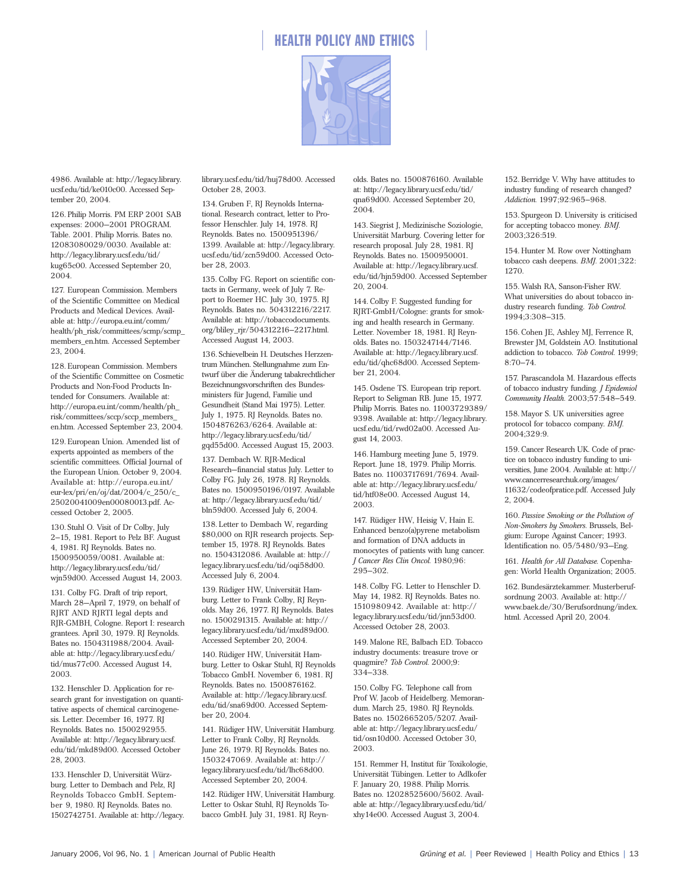4986. Available at: http://legacy.library.ucsf.edu/tid/ke010c00. Accessed September 20, 2004.

126. Philip Morris. PM ERP 2001 SAB expenses: 2000–2001 PROGRAM. Table. 2001. Philip Morris. Bates no. 12083080029/0030. Available at: http://legacy.library.ucsf.edu/tid/kug65c00. Accessed September 20, 2004.

127. European Commission. Members of the Scientific Committee on Medical Products and Medical Devices. Available at: http://europa.eu.int/comm/health/ph_risk/committees/scmp/scmp_members_en.htm. Accessed September 23, 2004.

128. European Commission. Members of the Scientific Committee on Cosmetic Products and Non-Food Products Intended for Consumers. Available at: http://europa.eu.int/comm/health/ph_risk/committees/sccp/sccp_members_en.htm. Accessed September 23, 2004.

129. European Union. Amended list of experts appointed as members of the scientific committees. Official Journal of the European Union. October 9, 2004. Available at: http://europa.eu.int/eur-lex/pri/en/oj/dat/2004/c_250/c_25020041009en00080013.pdf. Accessed October 2, 2005.

130. Stuhl O. Visit of Dr Colby, July 2–15, 1981. Report to Pelz BF. August 4, 1981. RJ Reynolds. Bates no. 1500950059/0081. Available at: http://legacy.library.ucsf.edu/tid/wjn59d00. Accessed August 14, 2003.

131. Colby FG. Draft of trip report, March 28–April 7, 1979, on behalf of RJRT AND RJRTI legal depts and RJR-GMBH, Cologne. Report I: research grantees. April 30, 1979. RJ Reynolds. Bates no. 1504311988/2004. Available at: http://legacy.library.ucsf.edu/tid/mus77c00. Accessed August 14, 2003.

132. Henschler D. Application for research grant for investigation on quantitative aspects of chemical carcinogenesis. Letter. December 16, 1977. RJ Reynolds. Bates no. 1500292955. Available at: http://legacy.library.ucsf.edu/tid/mkd89d00. Accessed October 28, 2003.

133. Henschler D, Universität Würzburg. Letter to Dembach and Pelz, RJ Reynolds Tobacco GmbH. September 9, 1980. RJ Reynolds. Bates no. 1502742751. Available at: http://legacy.library.ucsf.edu/tid/huj78d00. Accessed October 28, 2003.

134. Gruben F, RJ Reynolds International. Research contract, letter to Professor Henschler. July 14, 1978. RJ Reynolds. Bates no. 1500951396/1399. Available at: http://legacy.library.ucsf.edu/tid/zcn59d00. Accessed October 28, 2003.

135. Colby FG. Report on scientific contacts in Germany, week of July 7. Report to Roemer HC. July 30, 1975. RJ Reynolds. Bates no. 504312216/2217. Available at: http://tobaccodocuments.org/bliley_rjr/504312216–2217.html. Accessed August 14, 2003.

136. Schievelbein H. Deutsches Herzzentrum München. Stellungnahme zum Entwurf über die Änderung tabakrechtlicher Bezeichnungsvorschriften des Bundesministers für Jugend, Familie und Gesundheit (Stand Mai 1975). Letter. July 1, 1975. RJ Reynolds. Bates no. 1504876263/6264. Available at: http://legacy.library.ucsf.edu/tid/gqd55d00. Accessed August 15, 2003.

137. Dembach W. RJR-Medical Research—financial status July. Letter to Colby FG. July 26, 1978. RJ Reynolds. Bates no. 1500950196/0197. Available at: http://legacy.library.ucsf.edu/tid/bln59d00. Accessed July 6, 2004.

138. Letter to Dembach W, regarding $80,000 on RJR research projects. September 15, 1978. RJ Reynolds. Bates no. 1504312086. Available at: http://legacy.library.ucsf.edu/tid/oqi58d00. Accessed July 6, 2004.

139. Rüdiger HW, Universität Hamburg. Letter to Frank Colby, RJ Reynolds. May 26, 1977. RJ Reynolds. Bates no. 1500291315. Available at: http://legacy.library.ucsf.edu/tid/mxd89d00. Accessed September 20, 2004.

140. Rüdiger HW, Universität Hamburg. Letter to Oskar Stuhl, RJ Reynolds Tobacco GmbH. November 6, 1981. RJ Reynolds. Bates no. 1500876162. Available at: http://legacy.library.ucsf.edu/tid/sna69d00. Accessed September 20, 2004.

141. Rüdiger HW, Universität Hamburg. Letter to Frank Colby, RJ Reynolds. June 26, 1979. RJ Reynolds. Bates no. 1503247069. Available at: http://legacy.library.ucsf.edu/tid/lhc68d00. Accessed September 20, 2004.

142. Rüdiger HW, Universität Hamburg. Letter to Oskar Stuhl, RJ Reynolds Tobacco GmbH. July 31, 1981. RJ Reynolds. Bates no. 1500876160. Available at: http://legacy.library.ucsf.edu/tid/qna69d00. Accessed September 20, 2004.

143. Siegrist J, Medizinische Soziologie, Universität Marburg. Covering letter for research proposal. July 28, 1981. RJ Reynolds. Bates no. 1500950001. Available at: http://legacy.library.ucsf.edu/tid/hjn59d00. Accessed September 20, 2004.

144. Colby F. Suggested funding for RJRT-GmbH/Cologne: grants for smoking and health research in Germany. Letter. November 18, 1981. RJ Reynolds. Bates no. 1503247144/7146. Available at: http://legacy.library.ucsf.edu/tid/qhc68d00. Accessed September 21, 2004.

145. Osdene TS. European trip report. Report to Seligman RB. June 15, 1977. Philip Morris. Bates no. 11003729389/9398. Available at: http://legacy.library.ucsf.edu/tid/rwd02a00. Accessed August 14, 2003.

146. Hamburg meeting June 5, 1979. Report. June 18, 1979. Philip Morris. Bates no. 11003717691/7694. Available at: http://legacy.library.ucsf.edu/tid/htf08e00. Accessed August 14, 2003.

147. Rüdiger HW, Heisig V, Hain E. Enhanced benzo(a)pyrene metabolism and formation of DNA adducts in monocytes of patients with lung cancer. *J Cancer Res Clin Oncol.* 1980;96:295–302.

148. Colby FG. Letter to Henschler D. May 14, 1982. RJ Reynolds. Bates no. 1510980942. Available at: http://legacy.library.ucsf.edu/tid/jnn53d00. Accessed October 28, 2003.

149. Malone RE, Balbach ED. Tobacco industry documents: treasure trove or quagmire? *Tob Control.* 2000;9:334–338.

150. Colby FG. Telephone call from Prof W. Jacob of Heidelberg. Memorandum. March 25, 1980. RJ Reynolds. Bates no. 1502665205/5207. Available at: http://legacy.library.ucsf.edu/tid/osn10d00. Accessed October 30, 2003.

151. Remmer H, Institut für Toxikologie, Universität Tübingen. Letter to Adlkofer F. January 20, 1988. Philip Morris. Bates no. 12028525600/5602. Available at: http://legacy.library.ucsf.edu/tid/xhy14e00. Accessed August 3, 2004.

152. Berridge V. Why have attitudes to industry funding of research changed? *Addiction.* 1997;92:965–968.

153. Spurgeon D. University is criticised for accepting tobacco money. *BMJ.* 2003;326:519.

154. Hunter M. Row over Nottingham tobacco cash deepens. *BMJ.* 2001;322:1270.

155. Walsh RA, Sanson-Fisher RW. What universities do about tobacco industry research funding. *Tob Control.* 1994;3:308–315.

156. Cohen JE, Ashley MJ, Ferrence R, Brewster JM, Goldstein AO. Institutional addiction to tobacco. *Tob Control.* 1999;8:70–74.

157. Parascandola M. Hazardous effects of tobacco industry funding. *J Epidemiol Community Health.* 2003;57:548–549.

158. Mayor S. UK universities agree protocol for tobacco company. *BMJ.* 2004;329:9.

159. Cancer Research UK. Code of practice on tobacco industry funding to universities, June 2004. Available at: http://www.cancerresearchuk.org/images/11632/codeofpratice.pdf. Accessed July 2, 2004.

160. *Passive Smoking or the Pollution of Non-Smokers by Smokers.* Brussels, Belgium: Europe Against Cancer; 1993. Identification no. 05/5480/93–Eng.

161. *Health for All Database.* Copenhagen: World Health Organization; 2005.

162. Bundesärztekammer. Musterberufsordnung 2003. Available at: http://www.baek.de/30/Berufsordnung/index.html. Accessed April 20, 2004.